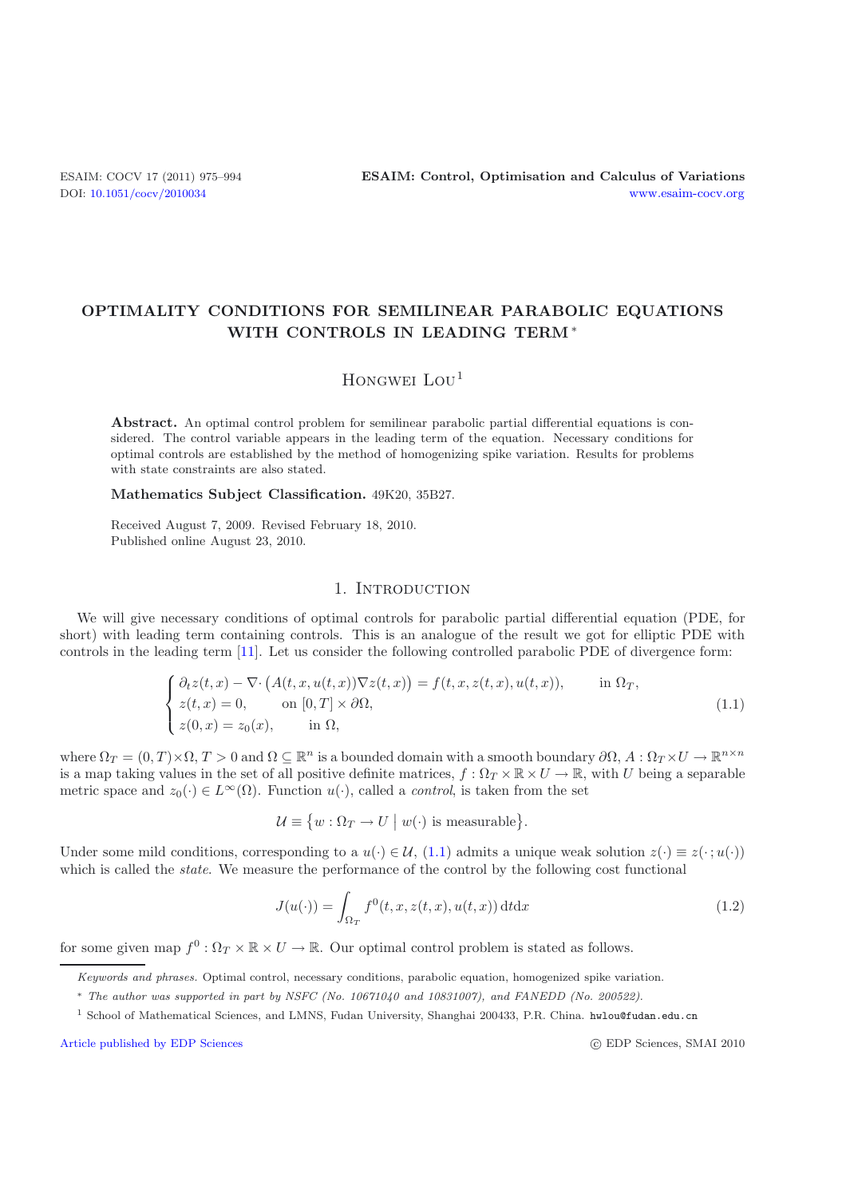# OPTIMALITY CONDITIONS FOR SEMILINEAR PARABOLIC EQUATIONS WITH CONTROLS IN LEADING TERM*

Hongwei Lou[1]

**Abstract.** An optimal control problem for semilinear parabolic partial differential equations is considered. The control variable appears in the leading term of the equation. Necessary conditions for optimal controls are established by the method of homogenizing spike variation. Results for problems with state constraints are also stated.

**Mathematics Subject Classification.** 49K20, 35B27.

Received August 7, 2009. Revised February 18, 2010.
Published online August 23, 2010.

## 1. Introduction

We will give necessary conditions of optimal controls for parabolic partial differential equation (PDE, for short) with leading term containing controls. This is an analogue of the result we got for elliptic PDE with controls in the leading term [11]. Let us consider the following controlled parabolic PDE of divergence form:

$$
\begin{cases}
\partial_t z(t,x) - \nabla\cdot\big(A(t,x,u(t,x))\nabla z(t,x)\big) = f(t,x,z(t,x),u(t,x)), & \text{in } \Omega_T,\\
z(t,x) = 0, & \text{on } [0,T]\times\partial\Omega,\\
z(0,x) = z_0(x), & \text{in } \Omega,
\end{cases}
\tag{1.1}
$$

where $\Omega_T = (0,T)\times\Omega$, $T>0$ and $\Omega\subseteq\mathbb{R}^n$ is a bounded domain with a smooth boundary $\partial\Omega$, $A:\Omega_T\times U\to\mathbb{R}^{n\times n}$ is a map taking values in the set of all positive definite matrices, $f:\Omega_T\times\mathbb{R}\times U\to\mathbb{R}$, with $U$ being a separable metric space and $z_0(\cdot)\in L^\infty(\Omega)$. Function $u(\cdot)$, called a *control*, is taken from the set

$$
\mathcal{U} \equiv \big\{ w:\Omega_T\to U \;\big|\; w(\cdot) \text{ is measurable}\big\}.
$$

Under some mild conditions, corresponding to a $u(\cdot)\in\mathcal{U}$, (1.1) admits a unique weak solution $z(\cdot)\equiv z(\cdot\,;u(\cdot))$ which is called the *state*. We measure the performance of the control by the following cost functional

$$
J(u(\cdot)) = \int_{\Omega_T} f^0(t,x,z(t,x),u(t,x))\,\mathrm{d}t\mathrm{d}x
\tag{1.2}
$$

for some given map $f^0:\Omega_T\times\mathbb{R}\times U\to\mathbb{R}$. Our optimal control problem is stated as follows.

---

*Keywords and phrases.* Optimal control, necessary conditions, parabolic equation, homogenized spike variation.

\* *The author was supported in part by NSFC (No. 10671040 and 10831007), and FANEDD (No. 200522).*

[1] School of Mathematical Sciences, and LMNS, Fudan University, Shanghai 200433, P.R. China. hwlou@fudan.edu.cn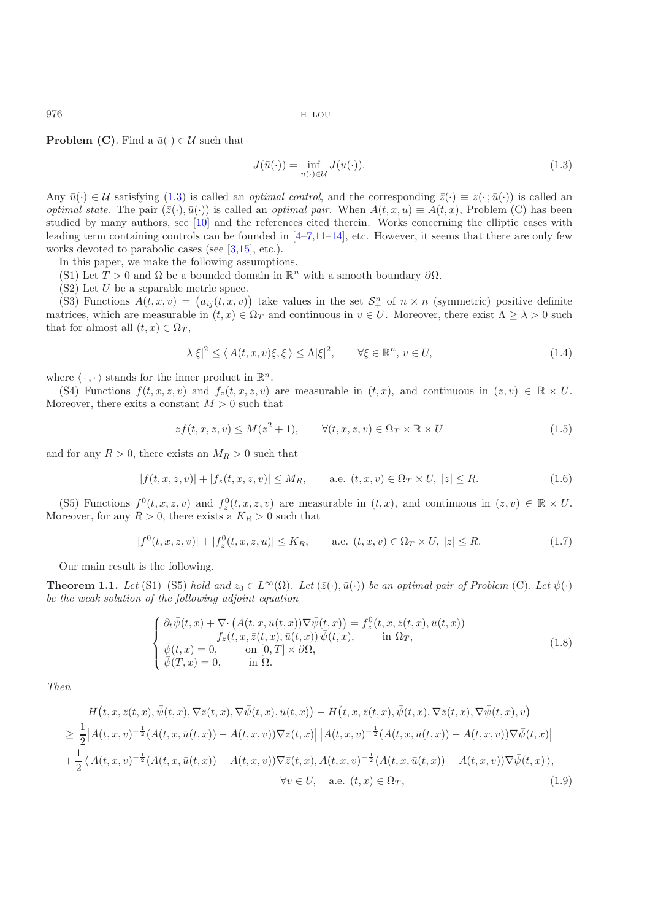**Problem (C)**. Find a $\bar{u}(\cdot) \in \mathcal{U}$ such that

$$J(\bar{u}(\cdot)) = \inf_{u(\cdot)\in\mathcal{U}} J(u(\cdot)). \tag{1.3}$$

Any $\bar{u}(\cdot) \in \mathcal{U}$ satisfying (1.3) is called an *optimal control*, and the corresponding $\bar{z}(\cdot) \equiv z(\cdot\,; \bar{u}(\cdot))$ is called an *optimal state*. The pair $(\bar{z}(\cdot), \bar{u}(\cdot))$ is called an *optimal pair*. When $A(t, x, u) \equiv A(t, x)$, Problem (C) has been studied by many authors, see [10] and the references cited therein. Works concerning the elliptic cases with leading term containing controls can be founded in [4–7,11–14], etc. However, it seems that there are only few works devoted to parabolic cases (see [3,15], etc.).

In this paper, we make the following assumptions.

(S1) Let $T > 0$ and $\Omega$ be a bounded domain in $\mathbb{R}^n$ with a smooth boundary $\partial\Omega$.

(S2) Let $U$ be a separable metric space.

(S3) Functions $A(t, x, v) = \big(a_{ij}(t, x, v)\big)$ take values in the set $\mathcal{S}^n_+$ of $n \times n$ (symmetric) positive definite matrices, which are measurable in $(t, x) \in \Omega_T$ and continuous in $v \in U$. Moreover, there exist $\Lambda \geq \lambda > 0$ such that for almost all $(t, x) \in \Omega_T$,

$$\lambda|\xi|^2 \leq \langle\, A(t, x, v)\xi, \xi\,\rangle \leq \Lambda|\xi|^2, \qquad \forall \xi \in \mathbb{R}^n,\ v \in U, \tag{1.4}$$

where $\langle\,\cdot\,,\cdot\,\rangle$ stands for the inner product in $\mathbb{R}^n$.

(S4) Functions $f(t, x, z, v)$ and $f_z(t, x, z, v)$ are measurable in $(t, x)$, and continuous in $(z, v) \in \mathbb{R} \times U$. Moreover, there exits a constant $M > 0$ such that

$$zf(t, x, z, v) \leq M(z^2 + 1), \qquad \forall (t, x, z, v) \in \Omega_T \times \mathbb{R} \times U \tag{1.5}$$

and for any $R > 0$, there exists an $M_R > 0$ such that

$$|f(t, x, z, v)| + |f_z(t, x, z, v)| \leq M_R, \qquad \text{a.e. } (t, x, v) \in \Omega_T \times U,\ |z| \leq R. \tag{1.6}$$

(S5) Functions $f^0(t, x, z, v)$ and $f^0_z(t, x, z, v)$ are measurable in $(t, x)$, and continuous in $(z, v) \in \mathbb{R} \times U$. Moreover, for any $R > 0$, there exists a $K_R > 0$ such that

$$|f^0(t, x, z, v)| + |f^0_z(t, x, z, u)| \leq K_R, \qquad \text{a.e. } (t, x, v) \in \Omega_T \times U,\ |z| \leq R. \tag{1.7}$$

Our main result is the following.

**Theorem 1.1.** *Let* (S1)–(S5) *hold and* $z_0 \in L^\infty(\Omega)$. *Let* $(\bar{z}(\cdot), \bar{u}(\cdot))$ *be an optimal pair of Problem* (C). *Let* $\bar{\psi}(\cdot)$ *be the weak solution of the following adjoint equation*

$$\begin{cases} \partial_t\bar{\psi}(t, x) + \nabla\cdot\big(A(t, x, \bar{u}(t, x))\nabla\bar{\psi}(t, x)\big) = f^0_z(t, x, \bar{z}(t, x), \bar{u}(t, x)) \\ \qquad\qquad -f_z(t, x, \bar{z}(t, x), \bar{u}(t, x))\,\bar{\psi}(t, x), \qquad \text{in } \Omega_T, \\ \bar{\psi}(t, x) = 0, \qquad \text{on } [0, T] \times \partial\Omega, \\ \bar{\psi}(T, x) = 0, \qquad \text{in } \Omega. \end{cases} \tag{1.8}$$

*Then*

$$\begin{aligned} &H\big(t, x, \bar{z}(t, x), \bar{\psi}(t, x), \nabla\bar{z}(t, x), \nabla\bar{\psi}(t, x), \bar{u}(t, x)\big) - H\big(t, x, \bar{z}(t, x), \bar{\psi}(t, x), \nabla\bar{z}(t, x), \nabla\bar{\psi}(t, x), v\big) \\ &\geq \frac{1}{2}\big|A(t, x, v)^{-\frac{1}{2}}(A(t, x, \bar{u}(t, x)) - A(t, x, v))\nabla\bar{z}(t, x)\big|\,\big|A(t, x, v)^{-\frac{1}{2}}(A(t, x, \bar{u}(t, x)) - A(t, x, v))\nabla\bar{\psi}(t, x)\big| \\ &+ \frac{1}{2}\,\langle\, A(t, x, v)^{-\frac{1}{2}}(A(t, x, \bar{u}(t, x)) - A(t, x, v))\nabla\bar{z}(t, x), A(t, x, v)^{-\frac{1}{2}}(A(t, x, \bar{u}(t, x)) - A(t, x, v))\nabla\bar{\psi}(t, x)\,\rangle, \\ &\qquad\qquad\qquad\qquad\qquad\qquad\qquad\qquad \forall v \in U, \quad \text{a.e. } (t, x) \in \Omega_T, \end{aligned} \tag{1.9}$$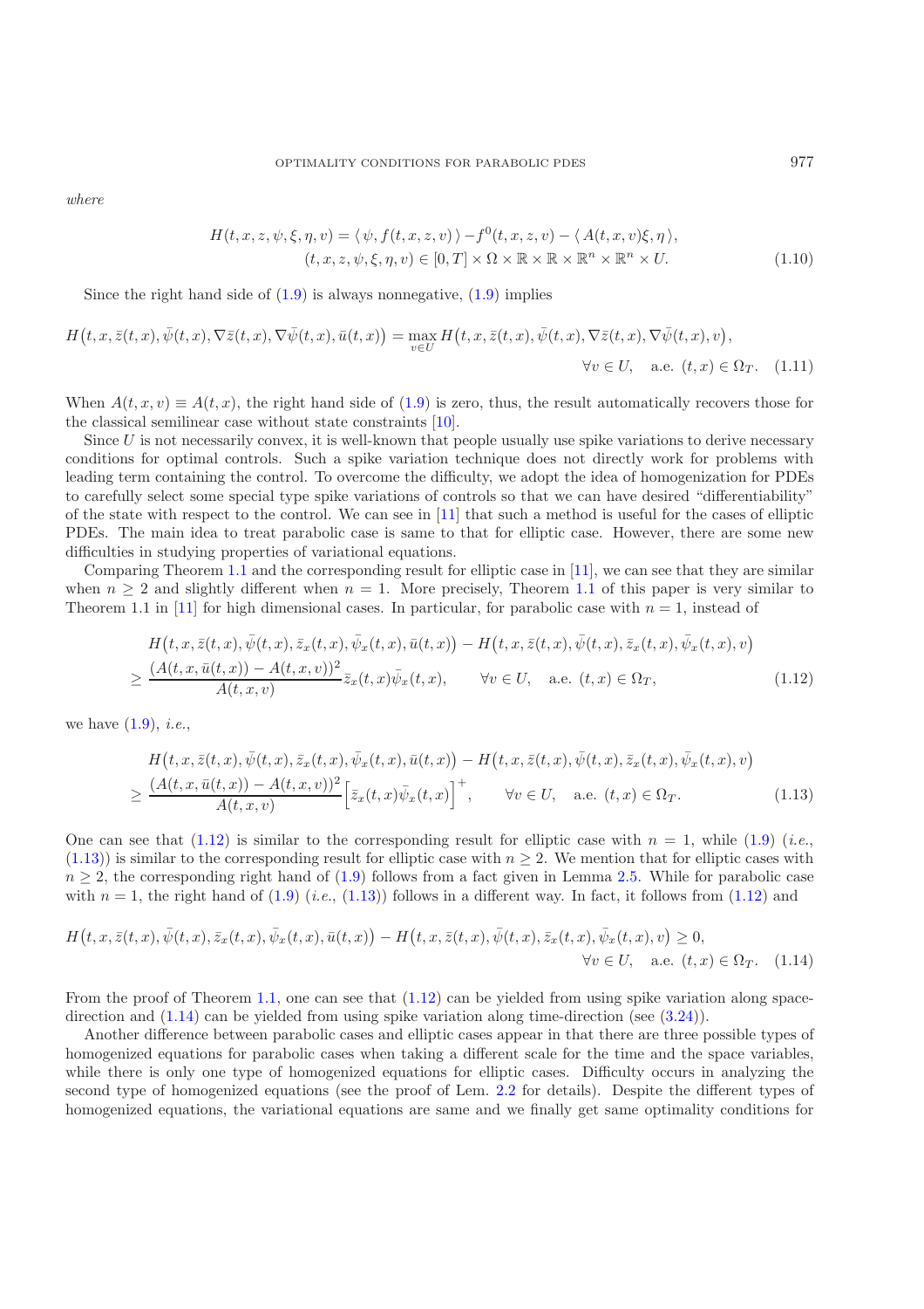*where*

$$H(t,x,z,\psi,\xi,\eta,v) = \langle\, \psi, f(t,x,z,v)\,\rangle - f^0(t,x,z,v) - \langle\, A(t,x,v)\xi,\eta\,\rangle,$$
$$(t,x,z,\psi,\xi,\eta,v) \in [0,T]\times\Omega\times\mathbb{R}\times\mathbb{R}\times\mathbb{R}^n\times\mathbb{R}^n\times U. \tag{1.10}$$

Since the right hand side of (1.9) is always nonnegative, (1.9) implies

$$H\big(t,x,\bar z(t,x),\bar\psi(t,x),\nabla\bar z(t,x),\nabla\bar\psi(t,x),\bar u(t,x)\big) = \max_{v\in U} H\big(t,x,\bar z(t,x),\bar\psi(t,x),\nabla\bar z(t,x),\nabla\bar\psi(t,x),v\big),$$
$$\forall v\in U, \quad \text{a.e. } (t,x)\in\Omega_T. \tag{1.11}$$

When $A(t,x,v)\equiv A(t,x)$, the right hand side of (1.9) is zero, thus, the result automatically recovers those for the classical semilinear case without state constraints [10].

Since $U$ is not necessarily convex, it is well-known that people usually use spike variations to derive necessary conditions for optimal controls. Such a spike variation technique does not directly work for problems with leading term containing the control. To overcome the difficulty, we adopt the idea of homogenization for PDEs to carefully select some special type spike variations of controls so that we can have desired "differentiability" of the state with respect to the control. We can see in [11] that such a method is useful for the cases of elliptic PDEs. The main idea to treat parabolic case is same to that for elliptic case. However, there are some new difficulties in studying properties of variational equations.

Comparing Theorem 1.1 and the corresponding result for elliptic case in [11], we can see that they are similar when $n\geq 2$ and slightly different when $n=1$. More precisely, Theorem 1.1 of this paper is very similar to Theorem 1.1 in [11] for high dimensional cases. In particular, for parabolic case with $n=1$, instead of

$$\begin{aligned}
&H\big(t,x,\bar z(t,x),\bar\psi(t,x),\bar z_x(t,x),\bar\psi_x(t,x),\bar u(t,x)\big) - H\big(t,x,\bar z(t,x),\bar\psi(t,x),\bar z_x(t,x),\bar\psi_x(t,x),v\big)\\
&\geq \frac{(A(t,x,\bar u(t,x))-A(t,x,v))^2}{A(t,x,v)}\bar z_x(t,x)\bar\psi_x(t,x), \qquad \forall v\in U, \quad \text{a.e. } (t,x)\in\Omega_T,
\end{aligned} \tag{1.12}$$

we have (1.9), *i.e.*,

$$\begin{aligned}
&H\big(t,x,\bar z(t,x),\bar\psi(t,x),\bar z_x(t,x),\bar\psi_x(t,x),\bar u(t,x)\big) - H\big(t,x,\bar z(t,x),\bar\psi(t,x),\bar z_x(t,x),\bar\psi_x(t,x),v\big)\\
&\geq \frac{(A(t,x,\bar u(t,x))-A(t,x,v))^2}{A(t,x,v)}\Big[\bar z_x(t,x)\bar\psi_x(t,x)\Big]^+, \qquad \forall v\in U, \quad \text{a.e. } (t,x)\in\Omega_T.
\end{aligned} \tag{1.13}$$

One can see that (1.12) is similar to the corresponding result for elliptic case with $n=1$, while (1.9) (*i.e.*, (1.13)) is similar to the corresponding result for elliptic case with $n\geq 2$. We mention that for elliptic cases with $n\geq 2$, the corresponding right hand of (1.9) follows from a fact given in Lemma 2.5. While for parabolic case with $n=1$, the right hand of (1.9) (*i.e.*, (1.13)) follows in a different way. In fact, it follows from (1.12) and

$$H\big(t,x,\bar z(t,x),\bar\psi(t,x),\bar z_x(t,x),\bar\psi_x(t,x),\bar u(t,x)\big) - H\big(t,x,\bar z(t,x),\bar\psi(t,x),\bar z_x(t,x),\bar\psi_x(t,x),v\big) \geq 0,$$
$$\forall v\in U, \quad \text{a.e. } (t,x)\in\Omega_T. \tag{1.14}$$

From the proof of Theorem 1.1, one can see that (1.12) can be yielded from using spike variation along space-direction and (1.14) can be yielded from using spike variation along time-direction (see (3.24)).

Another difference between parabolic cases and elliptic cases appear in that there are three possible types of homogenized equations for parabolic cases when taking a different scale for the time and the space variables, while there is only one type of homogenized equations for elliptic cases. Difficulty occurs in analyzing the second type of homogenized equations (see the proof of Lem. 2.2 for details). Despite the different types of homogenized equations, the variational equations are same and we finally get same optimality conditions for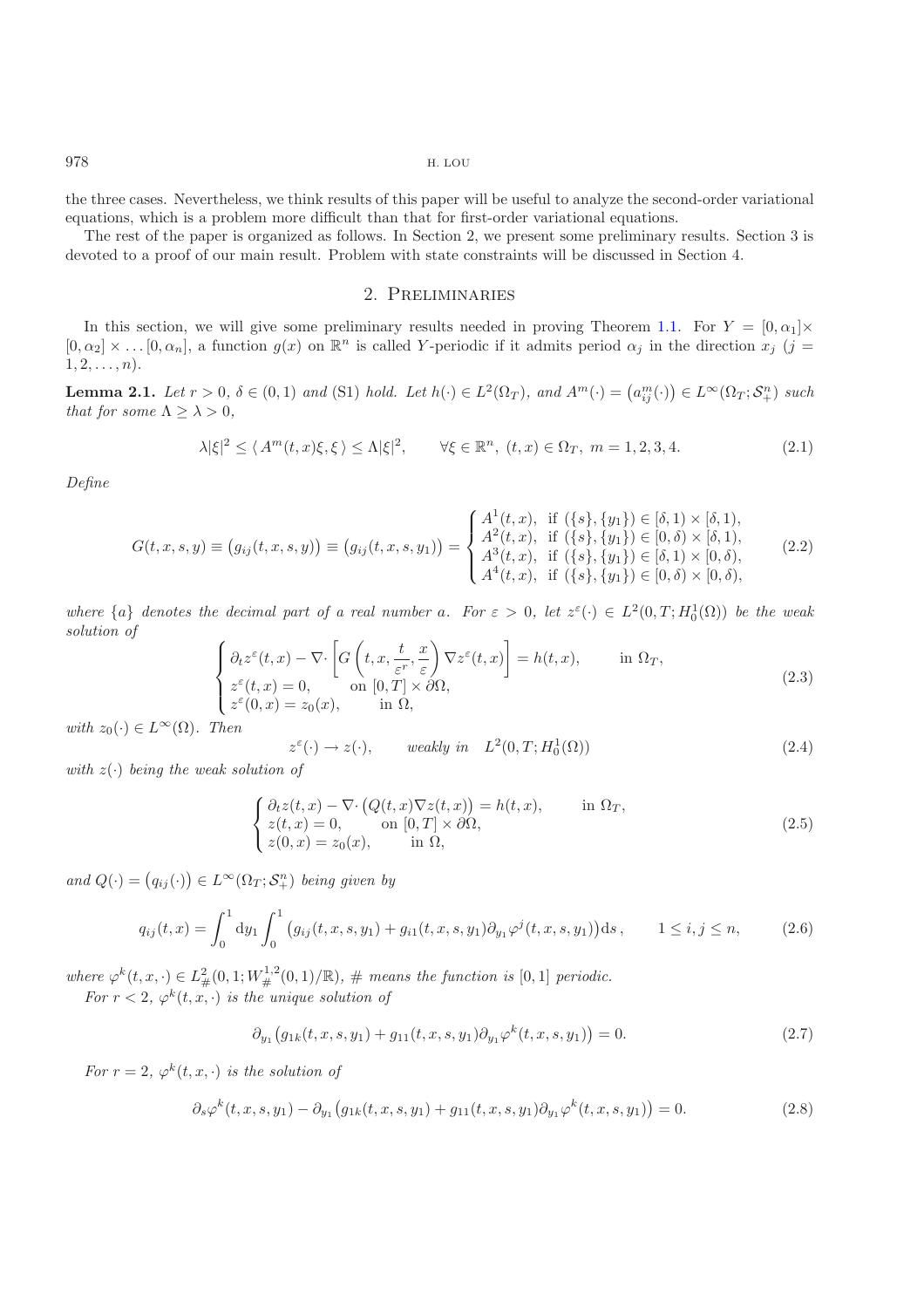the three cases. Nevertheless, we think results of this paper will be useful to analyze the second-order variational equations, which is a problem more difficult than that for first-order variational equations.

The rest of the paper is organized as follows. In Section 2, we present some preliminary results. Section 3 is devoted to a proof of our main result. Problem with state constraints will be discussed in Section 4.

## 2. Preliminaries

In this section, we will give some preliminary results needed in proving Theorem 1.1. For $Y = [0,\alpha_1]\times[0,\alpha_2]\times\ldots[0,\alpha_n]$, a function $g(x)$ on $\mathbb{R}^n$ is called $Y$-periodic if it admits period $\alpha_j$ in the direction $x_j$ ($j = 1,2,\ldots,n$).

**Lemma 2.1.** *Let $r > 0$, $\delta \in (0,1)$ and (S1) hold. Let $h(\cdot) \in L^2(\Omega_T)$, and $A^m(\cdot) = \big(a^m_{ij}(\cdot)\big) \in L^\infty(\Omega_T;\mathcal{S}^n_+)$ such that for some $\Lambda \geq \lambda > 0$,*

$$\lambda|\xi|^2 \leq \langle A^m(t,x)\xi,\xi\rangle \leq \Lambda|\xi|^2, \qquad \forall \xi \in \mathbb{R}^n,\ (t,x)\in\Omega_T,\ m = 1,2,3,4. \tag{2.1}$$

*Define*

$$G(t,x,s,y) \equiv \big(g_{ij}(t,x,s,y)\big) \equiv \big(g_{ij}(t,x,s,y_1)\big) = \begin{cases} A^1(t,x), & \text{if } (\{s\},\{y_1\}) \in [\delta,1)\times[\delta,1),\\ A^2(t,x), & \text{if } (\{s\},\{y_1\}) \in [0,\delta)\times[\delta,1),\\ A^3(t,x), & \text{if } (\{s\},\{y_1\}) \in [\delta,1)\times[0,\delta),\\ A^4(t,x), & \text{if } (\{s\},\{y_1\}) \in [0,\delta)\times[0,\delta),\end{cases} \tag{2.2}$$

*where $\{a\}$ denotes the decimal part of a real number $a$. For $\varepsilon > 0$, let $z^\varepsilon(\cdot) \in L^2(0,T;H^1_0(\Omega))$ be the weak solution of*

$$\begin{cases} \partial_t z^\varepsilon(t,x) - \nabla\cdot\left[G\left(t,x,\dfrac{t}{\varepsilon^r},\dfrac{x}{\varepsilon}\right)\nabla z^\varepsilon(t,x)\right] = h(t,x), & \text{in } \Omega_T,\\ z^\varepsilon(t,x) = 0, & \text{on } [0,T]\times\partial\Omega,\\ z^\varepsilon(0,x) = z_0(x), & \text{in } \Omega,\end{cases} \tag{2.3}$$

*with $z_0(\cdot) \in L^\infty(\Omega)$. Then*

$$z^\varepsilon(\cdot) \to z(\cdot), \qquad \text{weakly in} \quad L^2(0,T;H^1_0(\Omega)) \tag{2.4}$$

*with $z(\cdot)$ being the weak solution of*

$$\begin{cases} \partial_t z(t,x) - \nabla\cdot\big(Q(t,x)\nabla z(t,x)\big) = h(t,x), & \text{in } \Omega_T,\\ z(t,x) = 0, & \text{on } [0,T]\times\partial\Omega,\\ z(0,x) = z_0(x), & \text{in } \Omega,\end{cases} \tag{2.5}$$

*and $Q(\cdot) = \big(q_{ij}(\cdot)\big) \in L^\infty(\Omega_T;\mathcal{S}^n_+)$ being given by*

$$q_{ij}(t,x) = \int_0^1 \mathrm{d}y_1 \int_0^1 \big(g_{ij}(t,x,s,y_1) + g_{i1}(t,x,s,y_1)\partial_{y_1}\varphi^j(t,x,s,y_1)\big)\mathrm{d}s\,, \qquad 1 \leq i,j \leq n, \tag{2.6}$$

*where $\varphi^k(t,x,\cdot) \in L^2_\#(0,1;W^{1,2}_\#(0,1)/\mathbb{R})$, $\#$ means the function is $[0,1]$ periodic.*

*For $r < 2$, $\varphi^k(t,x,\cdot)$ is the unique solution of*

$$\partial_{y_1}\big(g_{1k}(t,x,s,y_1) + g_{11}(t,x,s,y_1)\partial_{y_1}\varphi^k(t,x,s,y_1)\big) = 0. \tag{2.7}$$

*For $r = 2$, $\varphi^k(t,x,\cdot)$ is the solution of*

$$\partial_s\varphi^k(t,x,s,y_1) - \partial_{y_1}\big(g_{1k}(t,x,s,y_1) + g_{11}(t,x,s,y_1)\partial_{y_1}\varphi^k(t,x,s,y_1)\big) = 0. \tag{2.8}$$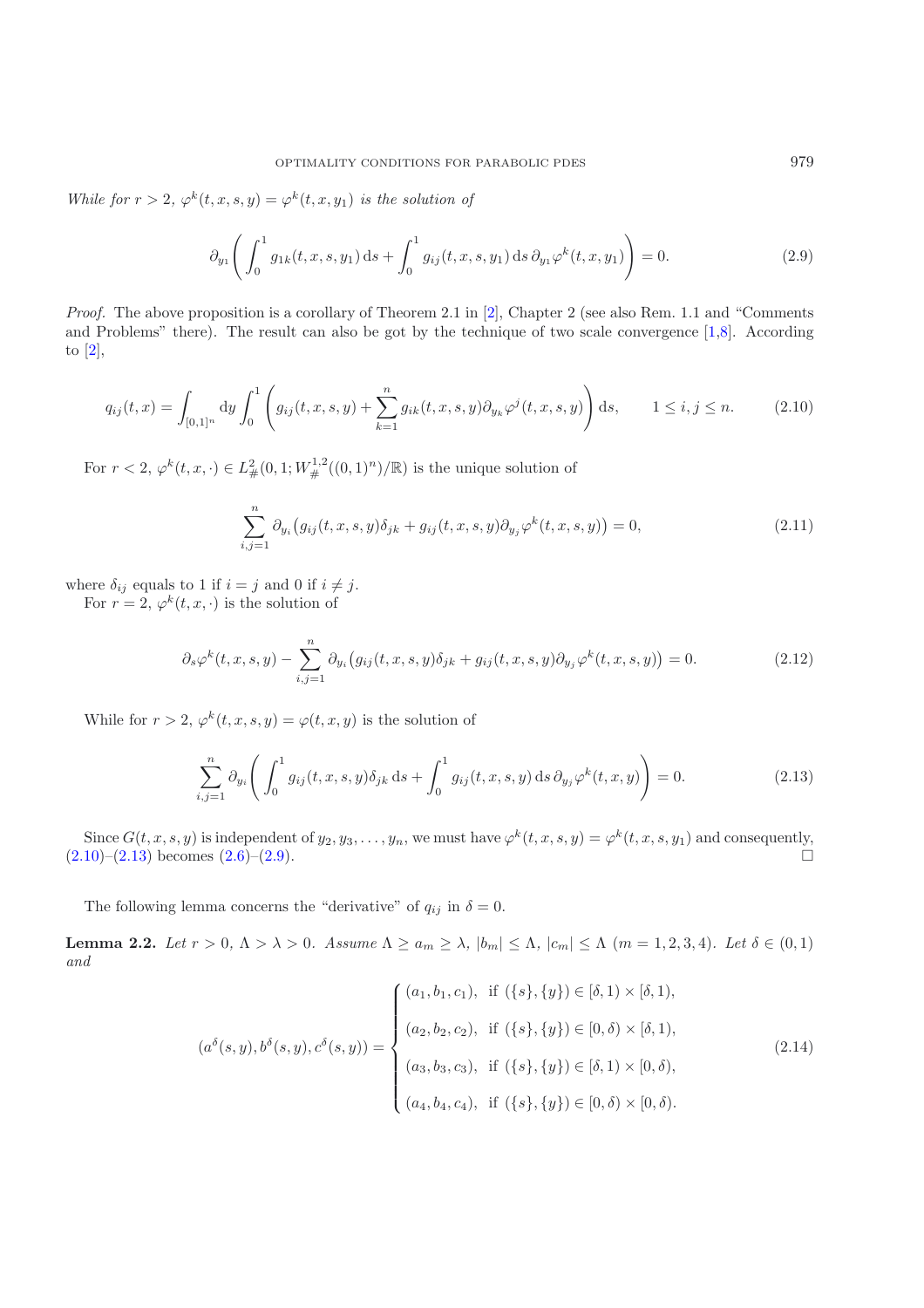*While for $r > 2$, $\varphi^k(t,x,s,y) = \varphi^k(t,x,y_1)$ is the solution of*

$$\partial_{y_1}\left(\int_0^1 g_{1k}(t,x,s,y_1)\,\mathrm{d}s + \int_0^1 g_{ij}(t,x,s,y_1)\,\mathrm{d}s\,\partial_{y_1}\varphi^k(t,x,y_1)\right) = 0. \tag{2.9}$$

*Proof.* The above proposition is a corollary of Theorem 2.1 in [2], Chapter 2 (see also Rem. 1.1 and "Comments and Problems" there). The result can also be got by the technique of two scale convergence [1,8]. According to [2],

$$q_{ij}(t,x) = \int_{[0,1]^n}\mathrm{d}y \int_0^1 \left(g_{ij}(t,x,s,y) + \sum_{k=1}^n g_{ik}(t,x,s,y)\partial_{y_k}\varphi^j(t,x,s,y)\right)\mathrm{d}s, \qquad 1 \le i,j \le n. \tag{2.10}$$

For $r < 2$, $\varphi^k(t,x,\cdot) \in L^2_{\#}(0,1;W^{1,2}_{\#}((0,1)^n)/\mathbb{R})$ is the unique solution of

$$\sum_{i,j=1}^n \partial_{y_i}\big(g_{ij}(t,x,s,y)\delta_{jk} + g_{ij}(t,x,s,y)\partial_{y_j}\varphi^k(t,x,s,y)\big) = 0, \tag{2.11}$$

where $\delta_{ij}$ equals to 1 if $i = j$ and 0 if $i \neq j$.

For $r = 2$, $\varphi^k(t,x,\cdot)$ is the solution of

$$\partial_s\varphi^k(t,x,s,y) - \sum_{i,j=1}^n \partial_{y_i}\big(g_{ij}(t,x,s,y)\delta_{jk} + g_{ij}(t,x,s,y)\partial_{y_j}\varphi^k(t,x,s,y)\big) = 0. \tag{2.12}$$

While for $r > 2$, $\varphi^k(t,x,s,y) = \varphi(t,x,y)$ is the solution of

$$\sum_{i,j=1}^n \partial_{y_i}\left(\int_0^1 g_{ij}(t,x,s,y)\delta_{jk}\,\mathrm{d}s + \int_0^1 g_{ij}(t,x,s,y)\,\mathrm{d}s\,\partial_{y_j}\varphi^k(t,x,y)\right) = 0. \tag{2.13}$$

Since $G(t,x,s,y)$ is independent of $y_2, y_3, \ldots, y_n$, we must have $\varphi^k(t,x,s,y) = \varphi^k(t,x,s,y_1)$ and consequently, (2.10)–(2.13) becomes (2.6)–(2.9). □

The following lemma concerns the "derivative" of $q_{ij}$ in $\delta = 0$.

**Lemma 2.2.** *Let $r > 0$, $\Lambda > \lambda > 0$. Assume $\Lambda \ge a_m \ge \lambda$, $|b_m| \le \Lambda$, $|c_m| \le \Lambda$ $(m = 1,2,3,4)$. Let $\delta \in (0,1)$ and*

$$(a^\delta(s,y), b^\delta(s,y), c^\delta(s,y)) = \begin{cases} (a_1,b_1,c_1), & \text{if } (\{s\},\{y\}) \in [\delta,1)\times[\delta,1), \\ (a_2,b_2,c_2), & \text{if } (\{s\},\{y\}) \in [0,\delta)\times[\delta,1), \\ (a_3,b_3,c_3), & \text{if } (\{s\},\{y\}) \in [\delta,1)\times[0,\delta), \\ (a_4,b_4,c_4), & \text{if } (\{s\},\{y\}) \in [0,\delta)\times[0,\delta). \end{cases} \tag{2.14}$$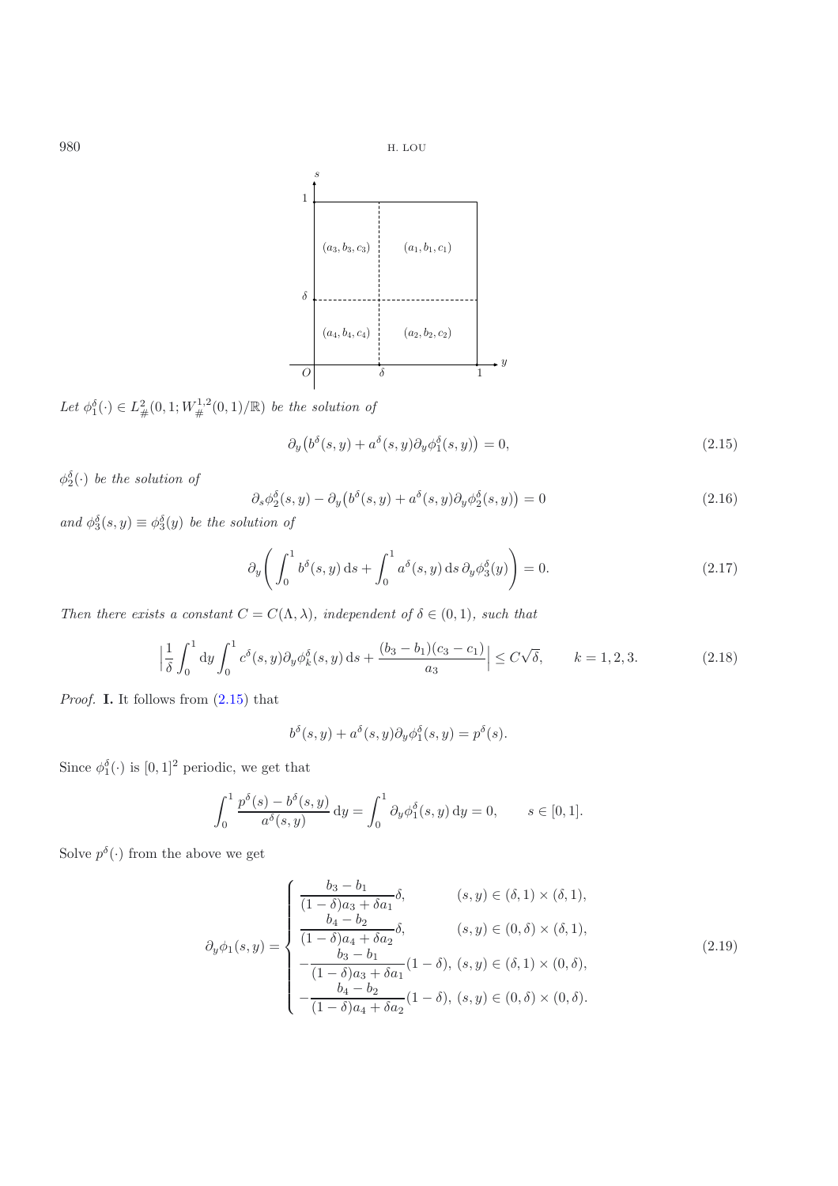s
1
$(a_3, b_3, c_3)$
$(a_1, b_1, c_1)$
$\delta$
$(a_4, b_4, c_4)$
$(a_2, b_2, c_2)$
$O$
$\delta$
1
$y$

*Let $\phi_1^\delta(\cdot) \in L^2_\#(0,1; W^{1,2}_\#(0,1)/\mathbb{R})$ be the solution of*

$$
\partial_y\big(b^\delta(s,y) + a^\delta(s,y)\partial_y\phi_1^\delta(s,y)\big) = 0, \tag{2.15}
$$

*$\phi_2^\delta(\cdot)$ be the solution of*

$$
\partial_s\phi_2^\delta(s,y) - \partial_y\big(b^\delta(s,y) + a^\delta(s,y)\partial_y\phi_2^\delta(s,y)\big) = 0 \tag{2.16}
$$

*and $\phi_3^\delta(s,y) \equiv \phi_3^\delta(y)$ be the solution of*

$$
\partial_y\left(\int_0^1 b^\delta(s,y)\,\mathrm{d}s + \int_0^1 a^\delta(s,y)\,\mathrm{d}s\,\partial_y\phi_3^\delta(y)\right) = 0. \tag{2.17}
$$

*Then there exists a constant $C = C(\Lambda,\lambda)$, independent of $\delta \in (0,1)$, such that*

$$
\Big|\frac{1}{\delta}\int_0^1 \mathrm{d}y \int_0^1 c^\delta(s,y)\partial_y\phi_k^\delta(s,y)\,\mathrm{d}s + \frac{(b_3-b_1)(c_3-c_1)}{a_3}\Big| \le C\sqrt{\delta}, \qquad k = 1,2,3. \tag{2.18}
$$

*Proof.* **I.** It follows from (2.15) that

$$
b^\delta(s,y) + a^\delta(s,y)\partial_y\phi_1^\delta(s,y) = p^\delta(s).
$$

Since $\phi_1^\delta(\cdot)$ is $[0,1]^2$ periodic, we get that

$$
\int_0^1 \frac{p^\delta(s) - b^\delta(s,y)}{a^\delta(s,y)}\,\mathrm{d}y = \int_0^1 \partial_y\phi_1^\delta(s,y)\,\mathrm{d}y = 0, \qquad s \in [0,1].
$$

Solve $p^\delta(\cdot)$ from the above we get

$$
\partial_y\phi_1(s,y) = \begin{cases}
\dfrac{b_3-b_1}{(1-\delta)a_3+\delta a_1}\delta, & (s,y) \in (\delta,1)\times(\delta,1),\\[2mm]
\dfrac{b_4-b_2}{(1-\delta)a_4+\delta a_2}\delta, & (s,y) \in (0,\delta)\times(\delta,1),\\[2mm]
-\dfrac{b_3-b_1}{(1-\delta)a_3+\delta a_1}(1-\delta), & (s,y) \in (\delta,1)\times(0,\delta),\\[2mm]
-\dfrac{b_4-b_2}{(1-\delta)a_4+\delta a_2}(1-\delta), & (s,y) \in (0,\delta)\times(0,\delta).
\end{cases} \tag{2.19}
$$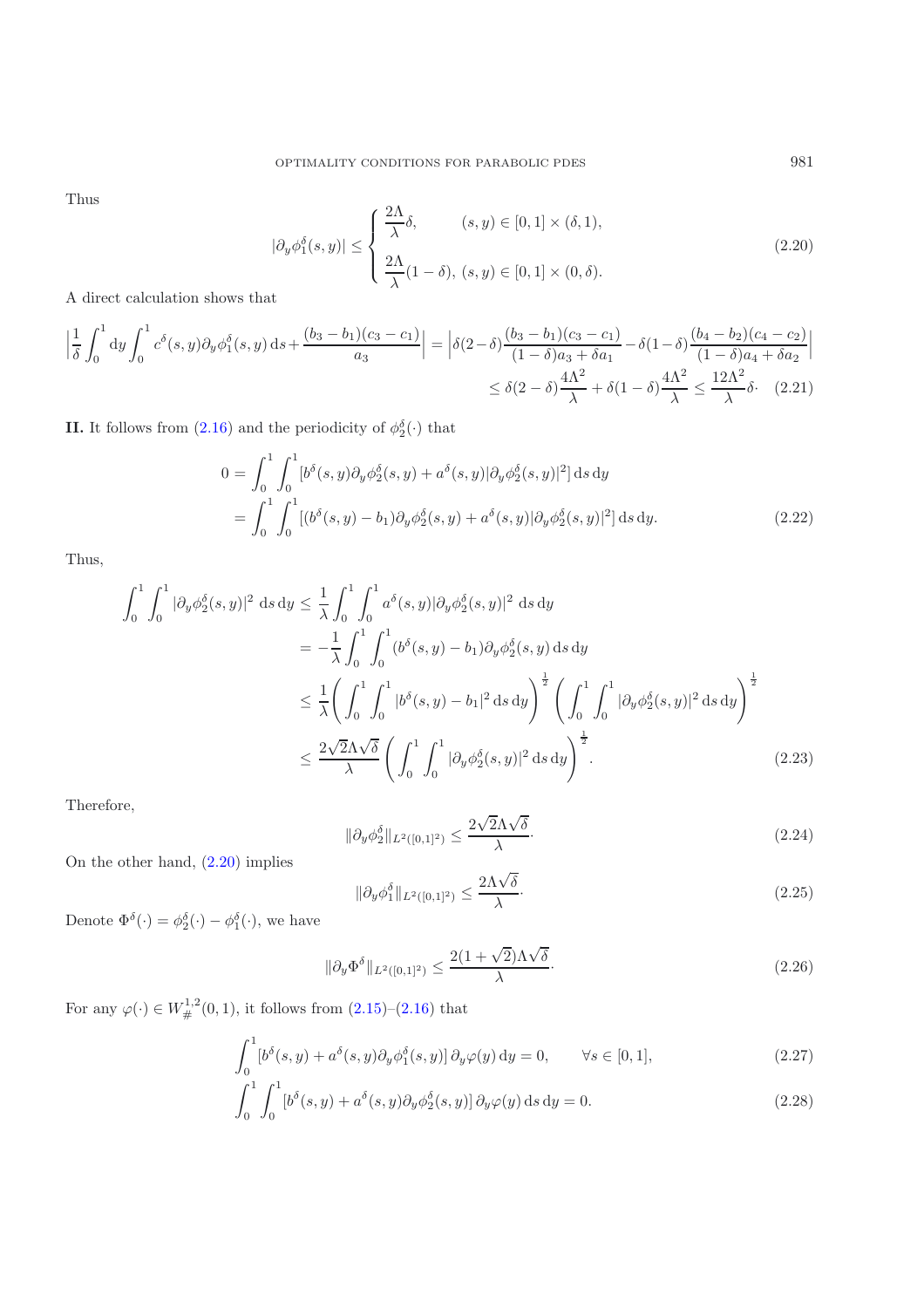Thus

$$
|\partial_y \phi_1^\delta(s,y)| \le \begin{cases} \dfrac{2\Lambda}{\lambda}\delta, & (s,y)\in[0,1]\times(\delta,1), \\[2mm] \dfrac{2\Lambda}{\lambda}(1-\delta), & (s,y)\in[0,1]\times(0,\delta). \end{cases} \tag{2.20}
$$

A direct calculation shows that

$$
\begin{aligned}
\Big|\frac{1}{\delta}\int_0^1 \mathrm{d}y \int_0^1 c^\delta(s,y)\partial_y\phi_1^\delta(s,y)\,\mathrm{d}s + \frac{(b_3-b_1)(c_3-c_1)}{a_3}\Big| &= \Big|\delta(2-\delta)\frac{(b_3-b_1)(c_3-c_1)}{(1-\delta)a_3+\delta a_1} - \delta(1-\delta)\frac{(b_4-b_2)(c_4-c_2)}{(1-\delta)a_4+\delta a_2}\Big| \\
&\le \delta(2-\delta)\frac{4\Lambda^2}{\lambda} + \delta(1-\delta)\frac{4\Lambda^2}{\lambda} \le \frac{12\Lambda^2}{\lambda}\delta\cdot
\end{aligned} \tag{2.21}
$$

**II.** It follows from (2.16) and the periodicity of $\phi_2^\delta(\cdot)$ that

$$
\begin{aligned}
0 &= \int_0^1\int_0^1 [b^\delta(s,y)\partial_y\phi_2^\delta(s,y) + a^\delta(s,y)|\partial_y\phi_2^\delta(s,y)|^2]\,\mathrm{d}s\,\mathrm{d}y \\
&= \int_0^1\int_0^1 [(b^\delta(s,y)-b_1)\partial_y\phi_2^\delta(s,y) + a^\delta(s,y)|\partial_y\phi_2^\delta(s,y)|^2]\,\mathrm{d}s\,\mathrm{d}y.
\end{aligned} \tag{2.22}
$$

Thus,

$$
\begin{aligned}
\int_0^1\int_0^1 |\partial_y\phi_2^\delta(s,y)|^2\,\mathrm{d}s\,\mathrm{d}y &\le \frac{1}{\lambda}\int_0^1\int_0^1 a^\delta(s,y)|\partial_y\phi_2^\delta(s,y)|^2\,\mathrm{d}s\,\mathrm{d}y \\
&= -\frac{1}{\lambda}\int_0^1\int_0^1 (b^\delta(s,y)-b_1)\partial_y\phi_2^\delta(s,y)\,\mathrm{d}s\,\mathrm{d}y \\
&\le \frac{1}{\lambda}\bigg(\int_0^1\int_0^1 |b^\delta(s,y)-b_1|^2\,\mathrm{d}s\,\mathrm{d}y\bigg)^{\frac12}\bigg(\int_0^1\int_0^1 |\partial_y\phi_2^\delta(s,y)|^2\,\mathrm{d}s\,\mathrm{d}y\bigg)^{\frac12} \\
&\le \frac{2\sqrt{2}\Lambda\sqrt{\delta}}{\lambda}\bigg(\int_0^1\int_0^1 |\partial_y\phi_2^\delta(s,y)|^2\,\mathrm{d}s\,\mathrm{d}y\bigg)^{\frac12}.
\end{aligned} \tag{2.23}
$$

Therefore,

$$
\|\partial_y\phi_2^\delta\|_{L^2([0,1]^2)} \le \frac{2\sqrt{2}\Lambda\sqrt{\delta}}{\lambda}\cdot \tag{2.24}
$$

On the other hand, (2.20) implies

$$
\|\partial_y\phi_1^\delta\|_{L^2([0,1]^2)} \le \frac{2\Lambda\sqrt{\delta}}{\lambda}\cdot \tag{2.25}
$$

Denote $\Phi^\delta(\cdot) = \phi_2^\delta(\cdot) - \phi_1^\delta(\cdot)$, we have

$$
\|\partial_y\Phi^\delta\|_{L^2([0,1]^2)} \le \frac{2(1+\sqrt{2})\Lambda\sqrt{\delta}}{\lambda}\cdot \tag{2.26}
$$

For any $\varphi(\cdot)\in W_\#^{1,2}(0,1)$, it follows from (2.15)–(2.16) that

$$
\int_0^1 [b^\delta(s,y) + a^\delta(s,y)\partial_y\phi_1^\delta(s,y)]\,\partial_y\varphi(y)\,\mathrm{d}y = 0, \qquad \forall s\in[0,1], \tag{2.27}
$$

$$
\int_0^1\int_0^1 [b^\delta(s,y) + a^\delta(s,y)\partial_y\phi_2^\delta(s,y)]\,\partial_y\varphi(y)\,\mathrm{d}s\,\mathrm{d}y = 0. \tag{2.28}
$$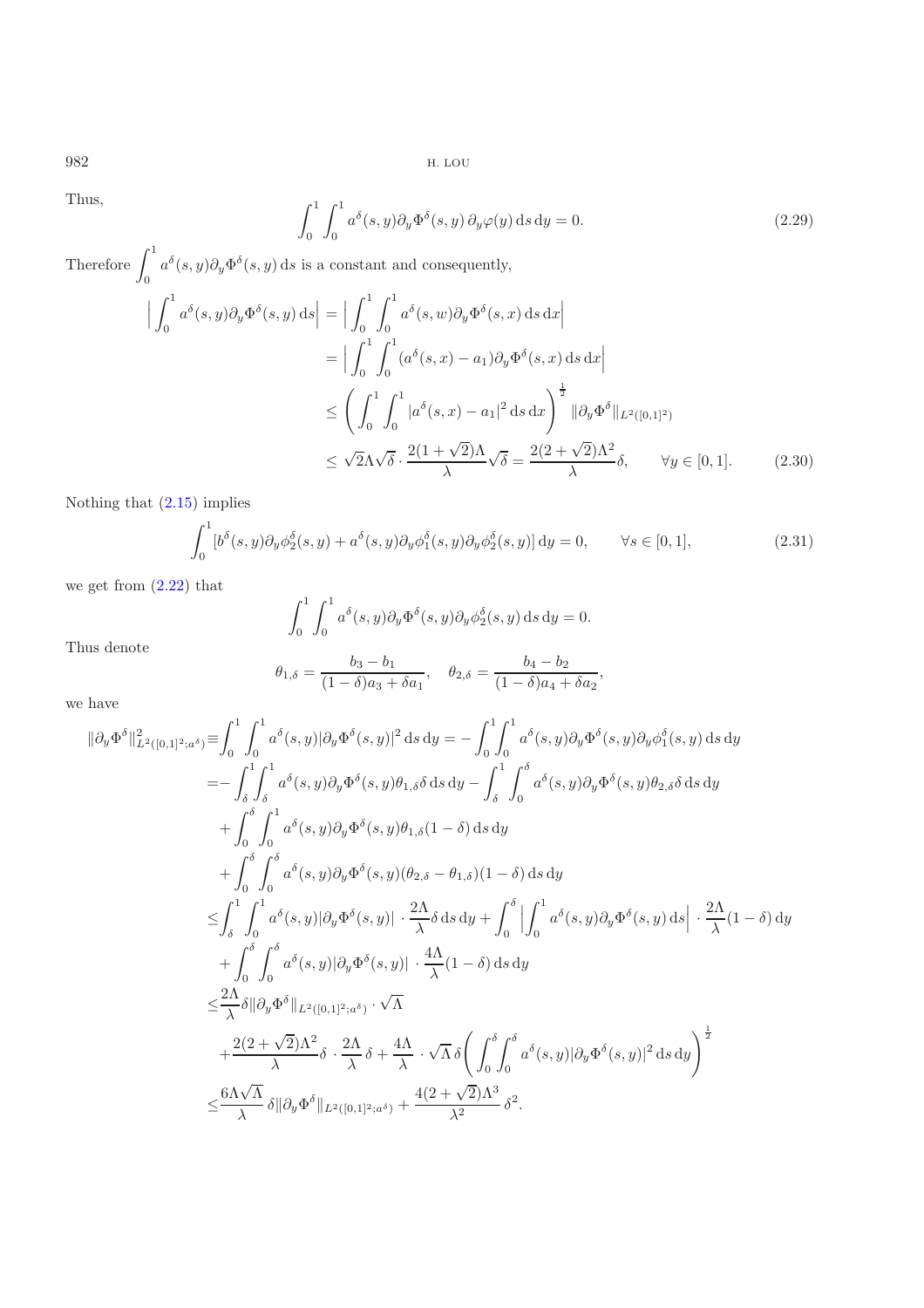Thus,

$$\int_0^1 \int_0^1 a^\delta(s,y)\partial_y \Phi^\delta(s,y)\,\partial_y\varphi(y)\,\mathrm{d}s\,\mathrm{d}y = 0. \tag{2.29}$$

Therefore $\displaystyle\int_0^1 a^\delta(s,y)\partial_y\Phi^\delta(s,y)\,\mathrm{d}s$ is a constant and consequently,

$$\begin{aligned}
\Big|\int_0^1 a^\delta(s,y)\partial_y\Phi^\delta(s,y)\,\mathrm{d}s\Big| &= \Big|\int_0^1\int_0^1 a^\delta(s,w)\partial_y\Phi^\delta(s,x)\,\mathrm{d}s\,\mathrm{d}x\Big| \\
&= \Big|\int_0^1\int_0^1 (a^\delta(s,x)-a_1)\partial_y\Phi^\delta(s,x)\,\mathrm{d}s\,\mathrm{d}x\Big| \\
&\le \left(\int_0^1\int_0^1 |a^\delta(s,x)-a_1|^2\,\mathrm{d}s\,\mathrm{d}x\right)^{\frac{1}{2}} \|\partial_y\Phi^\delta\|_{L^2([0,1]^2)} \\
&\le \sqrt{2}\Lambda\sqrt{\delta}\cdot\frac{2(1+\sqrt{2})\Lambda}{\lambda}\sqrt{\delta} = \frac{2(2+\sqrt{2})\Lambda^2}{\lambda}\delta, \qquad \forall y\in[0,1].
\end{aligned} \tag{2.30}$$

Nothing that (2.15) implies

$$\int_0^1 [b^\delta(s,y)\partial_y\phi_2^\delta(s,y) + a^\delta(s,y)\partial_y\phi_1^\delta(s,y)\partial_y\phi_2^\delta(s,y)]\,\mathrm{d}y = 0, \qquad \forall s\in[0,1], \tag{2.31}$$

we get from (2.22) that

$$\int_0^1\int_0^1 a^\delta(s,y)\partial_y\Phi^\delta(s,y)\partial_y\phi_2^\delta(s,y)\,\mathrm{d}s\,\mathrm{d}y = 0.$$

Thus denote

$$\theta_{1,\delta} = \frac{b_3-b_1}{(1-\delta)a_3+\delta a_1}, \quad \theta_{2,\delta} = \frac{b_4-b_2}{(1-\delta)a_4+\delta a_2},$$

we have

$$\begin{aligned}
\|\partial_y\Phi^\delta\|^2_{L^2([0,1]^2;a^\delta)} \equiv& \int_0^1\int_0^1 a^\delta(s,y)|\partial_y\Phi^\delta(s,y)|^2\,\mathrm{d}s\,\mathrm{d}y = -\int_0^1\int_0^1 a^\delta(s,y)\partial_y\Phi^\delta(s,y)\partial_y\phi_1^\delta(s,y)\,\mathrm{d}s\,\mathrm{d}y \\
=& -\int_\delta^1\int_\delta^1 a^\delta(s,y)\partial_y\Phi^\delta(s,y)\theta_{1,\delta}\delta\,\mathrm{d}s\,\mathrm{d}y - \int_\delta^1\int_0^\delta a^\delta(s,y)\partial_y\Phi^\delta(s,y)\theta_{2,\delta}\delta\,\mathrm{d}s\,\mathrm{d}y \\
&+\int_0^\delta\int_0^1 a^\delta(s,y)\partial_y\Phi^\delta(s,y)\theta_{1,\delta}(1-\delta)\,\mathrm{d}s\,\mathrm{d}y \\
&+\int_0^\delta\int_0^\delta a^\delta(s,y)\partial_y\Phi^\delta(s,y)(\theta_{2,\delta}-\theta_{1,\delta})(1-\delta)\,\mathrm{d}s\,\mathrm{d}y \\
\le& \int_\delta^1\int_0^1 a^\delta(s,y)|\partial_y\Phi^\delta(s,y)|\cdot\frac{2\Lambda}{\lambda}\delta\,\mathrm{d}s\,\mathrm{d}y + \int_0^\delta\Big|\int_0^1 a^\delta(s,y)\partial_y\Phi^\delta(s,y)\,\mathrm{d}s\Big|\cdot\frac{2\Lambda}{\lambda}(1-\delta)\,\mathrm{d}y \\
&+\int_0^\delta\int_0^\delta a^\delta(s,y)|\partial_y\Phi^\delta(s,y)|\cdot\frac{4\Lambda}{\lambda}(1-\delta)\,\mathrm{d}s\,\mathrm{d}y \\
\le& \frac{2\Lambda}{\lambda}\delta\|\partial_y\Phi^\delta\|_{L^2([0,1]^2;a^\delta)}\cdot\sqrt{\Lambda} \\
&+\frac{2(2+\sqrt{2})\Lambda^2}{\lambda}\delta\cdot\frac{2\Lambda}{\lambda}\delta + \frac{4\Lambda}{\lambda}\cdot\sqrt{\Lambda}\,\delta\left(\int_0^\delta\int_0^\delta a^\delta(s,y)|\partial_y\Phi^\delta(s,y)|^2\,\mathrm{d}s\,\mathrm{d}y\right)^{\frac{1}{2}} \\
\le& \frac{6\Lambda\sqrt{\Lambda}}{\lambda}\,\delta\|\partial_y\Phi^\delta\|_{L^2([0,1]^2;a^\delta)} + \frac{4(2+\sqrt{2})\Lambda^3}{\lambda^2}\,\delta^2.
\end{aligned}$$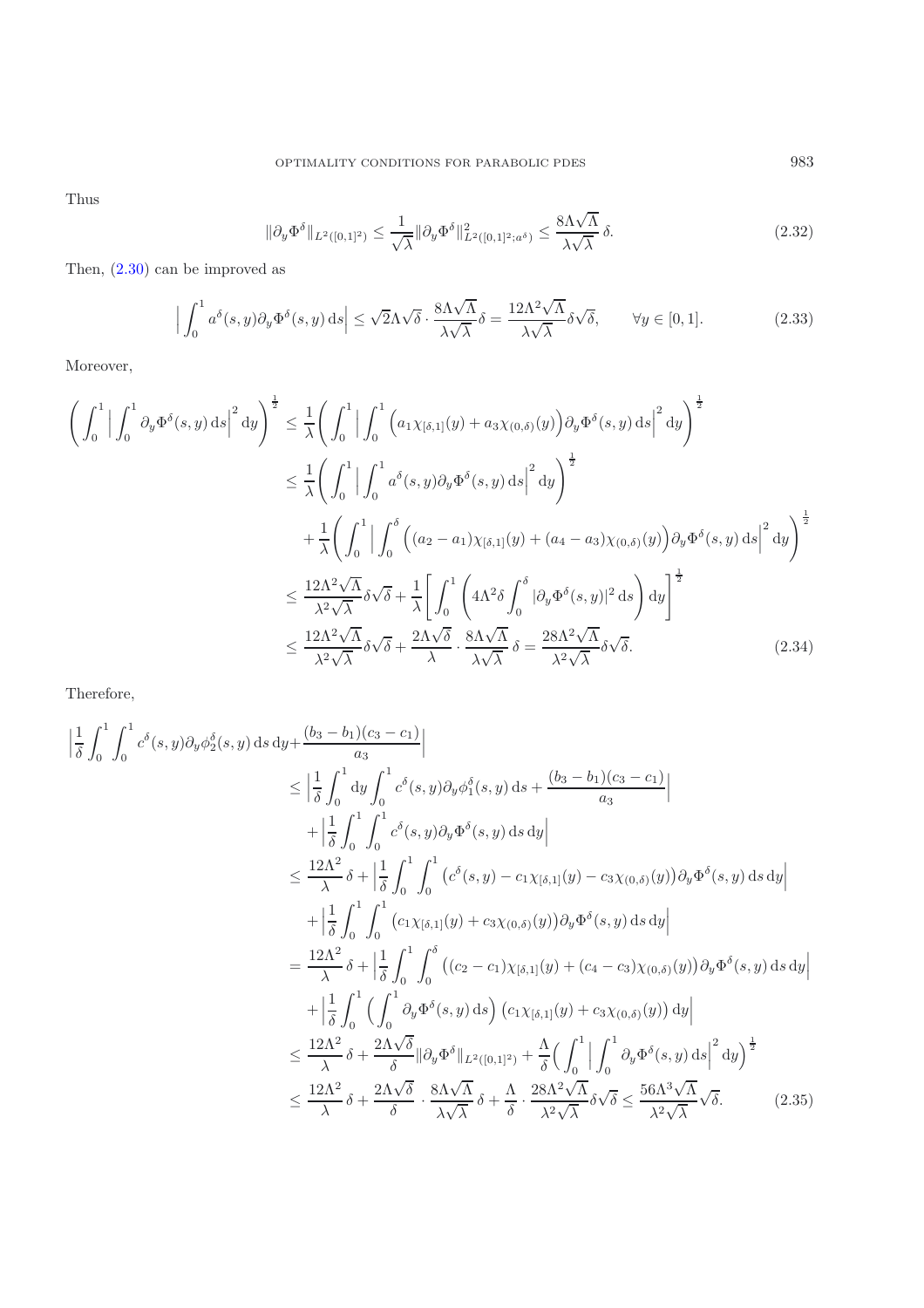Thus

$$\|\partial_y \Phi^\delta\|_{L^2([0,1]^2)} \le \frac{1}{\sqrt{\lambda}} \|\partial_y \Phi^\delta\|^2_{L^2([0,1]^2;a^\delta)} \le \frac{8\Lambda\sqrt{\Lambda}}{\lambda\sqrt{\lambda}}\,\delta. \tag{2.32}$$

Then, (2.30) can be improved as

$$\Big|\int_0^1 a^\delta(s,y)\partial_y \Phi^\delta(s,y)\,\mathrm{d}s\Big| \le \sqrt{2}\Lambda\sqrt{\delta}\cdot\frac{8\Lambda\sqrt{\Lambda}}{\lambda\sqrt{\lambda}}\delta = \frac{12\Lambda^2\sqrt{\Lambda}}{\lambda\sqrt{\lambda}}\delta\sqrt{\delta}, \qquad \forall y\in[0,1]. \tag{2.33}$$

Moreover,

$$\begin{aligned}
\bigg(\int_0^1 \Big|\int_0^1 \partial_y\Phi^\delta(s,y)\,\mathrm{d}s\Big|^2\mathrm{d}y\bigg)^{\frac12} &\le \frac{1}{\lambda}\bigg(\int_0^1\Big|\int_0^1\Big(a_1\chi_{[\delta,1]}(y)+a_3\chi_{(0,\delta)}(y)\Big)\partial_y\Phi^\delta(s,y)\,\mathrm{d}s\Big|^2\mathrm{d}y\bigg)^{\frac12}\\
&\le \frac{1}{\lambda}\bigg(\int_0^1\Big|\int_0^1 a^\delta(s,y)\partial_y\Phi^\delta(s,y)\,\mathrm{d}s\Big|^2\mathrm{d}y\bigg)^{\frac12}\\
&\quad+\frac{1}{\lambda}\bigg(\int_0^1\Big|\int_0^\delta\Big((a_2-a_1)\chi_{[\delta,1]}(y)+(a_4-a_3)\chi_{(0,\delta)}(y)\Big)\partial_y\Phi^\delta(s,y)\,\mathrm{d}s\Big|^2\mathrm{d}y\bigg)^{\frac12}\\
&\le \frac{12\Lambda^2\sqrt{\Lambda}}{\lambda^2\sqrt{\lambda}}\delta\sqrt{\delta}+\frac{1}{\lambda}\bigg[\int_0^1\bigg(4\Lambda^2\delta\int_0^\delta|\partial_y\Phi^\delta(s,y)|^2\,\mathrm{d}s\bigg)\mathrm{d}y\bigg]^{\frac12}\\
&\le \frac{12\Lambda^2\sqrt{\Lambda}}{\lambda^2\sqrt{\lambda}}\delta\sqrt{\delta}+\frac{2\Lambda\sqrt{\delta}}{\lambda}\cdot\frac{8\Lambda\sqrt{\Lambda}}{\lambda\sqrt{\lambda}}\,\delta = \frac{28\Lambda^2\sqrt{\Lambda}}{\lambda^2\sqrt{\lambda}}\delta\sqrt{\delta}.
\end{aligned}\tag{2.34}$$

Therefore,

$$\begin{aligned}
\Big|\frac{1}{\delta}\int_0^1\int_0^1 c^\delta(s,y)\partial_y\phi_2^\delta(s,y)\,\mathrm{d}s\,\mathrm{d}y&+\frac{(b_3-b_1)(c_3-c_1)}{a_3}\Big|\\
&\le \Big|\frac{1}{\delta}\int_0^1\mathrm{d}y\int_0^1 c^\delta(s,y)\partial_y\phi_1^\delta(s,y)\,\mathrm{d}s+\frac{(b_3-b_1)(c_3-c_1)}{a_3}\Big|\\
&\quad+\Big|\frac{1}{\delta}\int_0^1\int_0^1 c^\delta(s,y)\partial_y\Phi^\delta(s,y)\,\mathrm{d}s\,\mathrm{d}y\Big|\\
&\le \frac{12\Lambda^2}{\lambda}\,\delta+\Big|\frac{1}{\delta}\int_0^1\int_0^1\big(c^\delta(s,y)-c_1\chi_{[\delta,1]}(y)-c_3\chi_{(0,\delta)}(y)\big)\partial_y\Phi^\delta(s,y)\,\mathrm{d}s\,\mathrm{d}y\Big|\\
&\quad+\Big|\frac{1}{\delta}\int_0^1\int_0^1\big(c_1\chi_{[\delta,1]}(y)+c_3\chi_{(0,\delta)}(y)\big)\partial_y\Phi^\delta(s,y)\,\mathrm{d}s\,\mathrm{d}y\Big|\\
&= \frac{12\Lambda^2}{\lambda}\,\delta+\Big|\frac{1}{\delta}\int_0^1\int_0^\delta\big((c_2-c_1)\chi_{[\delta,1]}(y)+(c_4-c_3)\chi_{(0,\delta)}(y)\big)\partial_y\Phi^\delta(s,y)\,\mathrm{d}s\,\mathrm{d}y\Big|\\
&\quad+\Big|\frac{1}{\delta}\int_0^1\Big(\int_0^1\partial_y\Phi^\delta(s,y)\,\mathrm{d}s\Big)\big(c_1\chi_{[\delta,1]}(y)+c_3\chi_{(0,\delta)}(y)\big)\,\mathrm{d}y\Big|\\
&\le \frac{12\Lambda^2}{\lambda}\,\delta+\frac{2\Lambda\sqrt{\delta}}{\delta}\|\partial_y\Phi^\delta\|_{L^2([0,1]^2)}+\frac{\Lambda}{\delta}\Big(\int_0^1\Big|\int_0^1\partial_y\Phi^\delta(s,y)\,\mathrm{d}s\Big|^2\mathrm{d}y\Big)^{\frac12}\\
&\le \frac{12\Lambda^2}{\lambda}\,\delta+\frac{2\Lambda\sqrt{\delta}}{\delta}\cdot\frac{8\Lambda\sqrt{\Lambda}}{\lambda\sqrt{\lambda}}\,\delta+\frac{\Lambda}{\delta}\cdot\frac{28\Lambda^2\sqrt{\Lambda}}{\lambda^2\sqrt{\lambda}}\delta\sqrt{\delta}\le\frac{56\Lambda^3\sqrt{\Lambda}}{\lambda^2\sqrt{\lambda}}\sqrt{\delta}.
\end{aligned}\tag{2.35}$$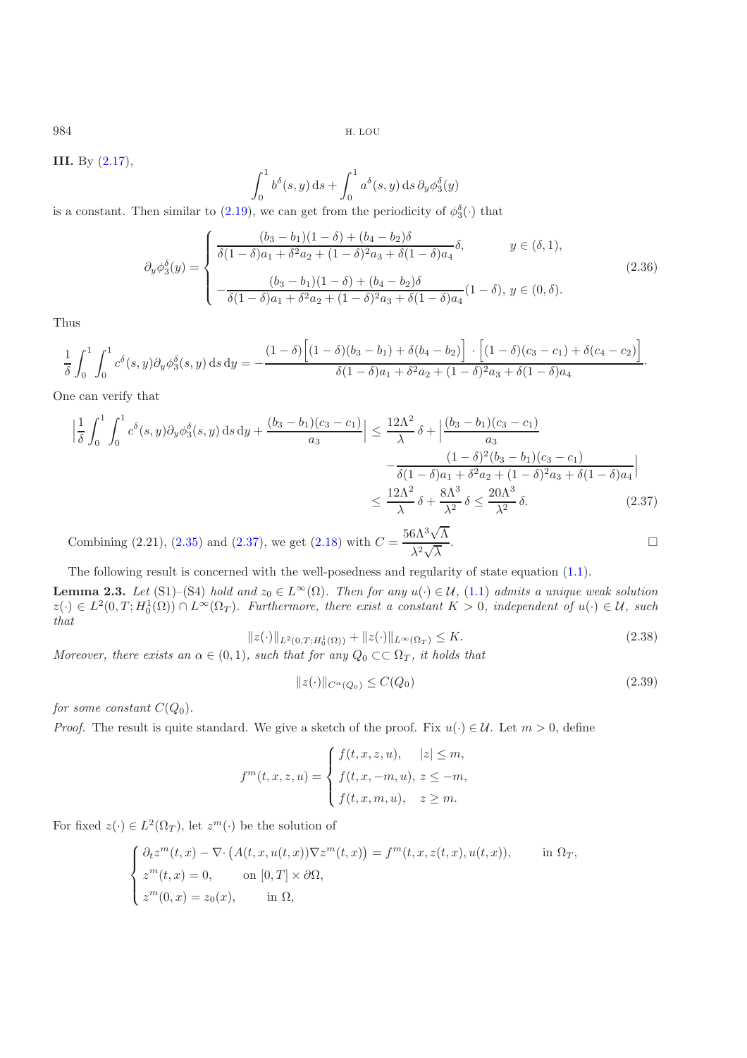**III.** By (2.17),

$$\int_0^1 b^\delta(s,y)\,\mathrm{d}s + \int_0^1 a^\delta(s,y)\,\mathrm{d}s\,\partial_y\phi_3^\delta(y)$$

is a constant. Then similar to (2.19), we can get from the periodicity of $\phi_3^\delta(\cdot)$ that

$$\partial_y\phi_3^\delta(y) = \begin{cases} \dfrac{(b_3-b_1)(1-\delta)+(b_4-b_2)\delta}{\delta(1-\delta)a_1+\delta^2 a_2+(1-\delta)^2 a_3+\delta(1-\delta)a_4}\delta, & y\in(\delta,1), \\[2ex] -\dfrac{(b_3-b_1)(1-\delta)+(b_4-b_2)\delta}{\delta(1-\delta)a_1+\delta^2 a_2+(1-\delta)^2 a_3+\delta(1-\delta)a_4}(1-\delta), & y\in(0,\delta). \end{cases} \tag{2.36}$$

Thus

$$\frac{1}{\delta}\int_0^1\int_0^1 c^\delta(s,y)\partial_y\phi_3^\delta(s,y)\,\mathrm{d}s\,\mathrm{d}y = -\frac{(1-\delta)\Big[(1-\delta)(b_3-b_1)+\delta(b_4-b_2)\Big]\cdot\Big[(1-\delta)(c_3-c_1)+\delta(c_4-c_2)\Big]}{\delta(1-\delta)a_1+\delta^2 a_2+(1-\delta)^2 a_3+\delta(1-\delta)a_4}.$$

One can verify that

$$\begin{aligned}\Big|\frac{1}{\delta}\int_0^1\int_0^1 c^\delta(s,y)\partial_y\phi_3^\delta(s,y)\,\mathrm{d}s\,\mathrm{d}y + \frac{(b_3-b_1)(c_3-c_1)}{a_3}\Big| &\le \frac{12\Lambda^2}{\lambda}\delta + \Big|\frac{(b_3-b_1)(c_3-c_1)}{a_3} \\ &\qquad - \frac{(1-\delta)^2(b_3-b_1)(c_3-c_1)}{\delta(1-\delta)a_1+\delta^2 a_2+(1-\delta)^2 a_3+\delta(1-\delta)a_4}\Big| \\ &\le \frac{12\Lambda^2}{\lambda}\delta + \frac{8\Lambda^3}{\lambda^2}\delta \le \frac{20\Lambda^3}{\lambda^2}\delta. \end{aligned} \tag{2.37}$$

Combining (2.21), (2.35) and (2.37), we get (2.18) with $C = \dfrac{56\Lambda^3\sqrt{\Lambda}}{\lambda^2\sqrt{\lambda}}$. $\square$

The following result is concerned with the well-posedness and regularity of state equation (1.1).

**Lemma 2.3.** *Let (S1)–(S4) hold and $z_0\in L^\infty(\Omega)$. Then for any $u(\cdot)\in\mathcal{U}$, (1.1) admits a unique weak solution $z(\cdot)\in L^2(0,T;H_0^1(\Omega))\cap L^\infty(\Omega_T)$. Furthermore, there exist a constant $K>0$, independent of $u(\cdot)\in\mathcal{U}$, such that*

$$\|z(\cdot)\|_{L^2(0,T;H_0^1(\Omega))} + \|z(\cdot)\|_{L^\infty(\Omega_T)} \le K. \tag{2.38}$$

*Moreover, there exists an $\alpha\in(0,1)$, such that for any $Q_0\subset\subset\Omega_T$, it holds that*

$$\|z(\cdot)\|_{C^\alpha(Q_0)} \le C(Q_0) \tag{2.39}$$

*for some constant $C(Q_0)$.*

*Proof.* The result is quite standard. We give a sketch of the proof. Fix $u(\cdot)\in\mathcal{U}$. Let $m>0$, define

$$f^m(t,x,z,u) = \begin{cases} f(t,x,z,u), & |z|\le m, \\ f(t,x,-m,u), & z\le -m, \\ f(t,x,m,u), & z\ge m. \end{cases}$$

For fixed $z(\cdot)\in L^2(\Omega_T)$, let $z^m(\cdot)$ be the solution of

$$\begin{cases} \partial_t z^m(t,x) - \nabla\cdot\big(A(t,x,u(t,x))\nabla z^m(t,x)\big) = f^m(t,x,z(t,x),u(t,x)), & \text{in } \Omega_T, \\ z^m(t,x) = 0, \quad \text{on } [0,T]\times\partial\Omega, \\ z^m(0,x) = z_0(x), \quad \text{in } \Omega, \end{cases}$$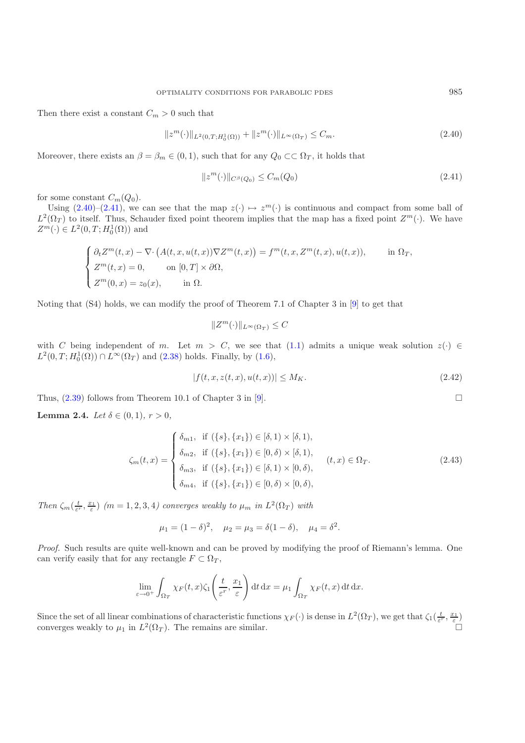Then there exist a constant $C_m > 0$ such that

$$\|z^m(\cdot)\|_{L^2(0,T;H_0^1(\Omega))} + \|z^m(\cdot)\|_{L^\infty(\Omega_T)} \le C_m. \tag{2.40}$$

Moreover, there exists an $\beta = \beta_m \in (0,1)$, such that for any $Q_0 \subset\subset \Omega_T$, it holds that

$$\|z^m(\cdot)\|_{C^\beta(Q_0)} \le C_m(Q_0) \tag{2.41}$$

for some constant $C_m(Q_0)$.

Using (2.40)–(2.41), we can see that the map $z(\cdot) \mapsto z^m(\cdot)$ is continuous and compact from some ball of $L^2(\Omega_T)$ to itself. Thus, Schauder fixed point theorem implies that the map has a fixed point $Z^m(\cdot)$. We have $Z^m(\cdot) \in L^2(0,T;H_0^1(\Omega))$ and

$$\begin{cases} \partial_t Z^m(t,x) - \nabla\cdot\big(A(t,x,u(t,x))\nabla Z^m(t,x)\big) = f^m(t,x,Z^m(t,x),u(t,x)), & \text{in } \Omega_T, \\ Z^m(t,x) = 0, \quad \text{on } [0,T]\times\partial\Omega, \\ Z^m(0,x) = z_0(x), \quad \text{in } \Omega. \end{cases}$$

Noting that (S4) holds, we can modify the proof of Theorem 7.1 of Chapter 3 in [9] to get that

$$\|Z^m(\cdot)\|_{L^\infty(\Omega_T)} \le C$$

with $C$ being independent of $m$. Let $m > C$, we see that (1.1) admits a unique weak solution $z(\cdot) \in L^2(0,T;H_0^1(\Omega)) \cap L^\infty(\Omega_T)$ and (2.38) holds. Finally, by (1.6),

$$|f(t,x,z(t,x),u(t,x))| \le M_K. \tag{2.42}$$

Thus, (2.39) follows from Theorem 10.1 of Chapter 3 in [9]. $\square$

**Lemma 2.4.** *Let $\delta \in (0,1)$, $r > 0$,*

$$\zeta_m(t,x) = \begin{cases} \delta_{m1}, & \text{if } (\{s\},\{x_1\}) \in [\delta,1)\times[\delta,1), \\ \delta_{m2}, & \text{if } (\{s\},\{x_1\}) \in [0,\delta)\times[\delta,1), \\ \delta_{m3}, & \text{if } (\{s\},\{x_1\}) \in [\delta,1)\times[0,\delta), \\ \delta_{m4}, & \text{if } (\{s\},\{x_1\}) \in [0,\delta)\times[0,\delta), \end{cases} \quad (t,x)\in\Omega_T. \tag{2.43}$$

*Then $\zeta_m(\frac{t}{\varepsilon^r},\frac{x_1}{\varepsilon})$ $(m = 1,2,3,4)$ converges weakly to $\mu_m$ in $L^2(\Omega_T)$ with*

$$\mu_1 = (1-\delta)^2, \quad \mu_2 = \mu_3 = \delta(1-\delta), \quad \mu_4 = \delta^2.$$

*Proof.* Such results are quite well-known and can be proved by modifying the proof of Riemann's lemma. One can verify easily that for any rectangle $F \subset \Omega_T$,

$$\lim_{\varepsilon\to 0^+} \int_{\Omega_T} \chi_F(t,x)\zeta_1\left(\frac{t}{\varepsilon^r},\frac{x_1}{\varepsilon}\right)\mathrm{d}t\,\mathrm{d}x = \mu_1 \int_{\Omega_T} \chi_F(t,x)\,\mathrm{d}t\,\mathrm{d}x.$$

Since the set of all linear combinations of characteristic functions $\chi_F(\cdot)$ is dense in $L^2(\Omega_T)$, we get that $\zeta_1(\frac{t}{\varepsilon^r},\frac{x_1}{\varepsilon})$ converges weakly to $\mu_1$ in $L^2(\Omega_T)$. The remains are similar. $\square$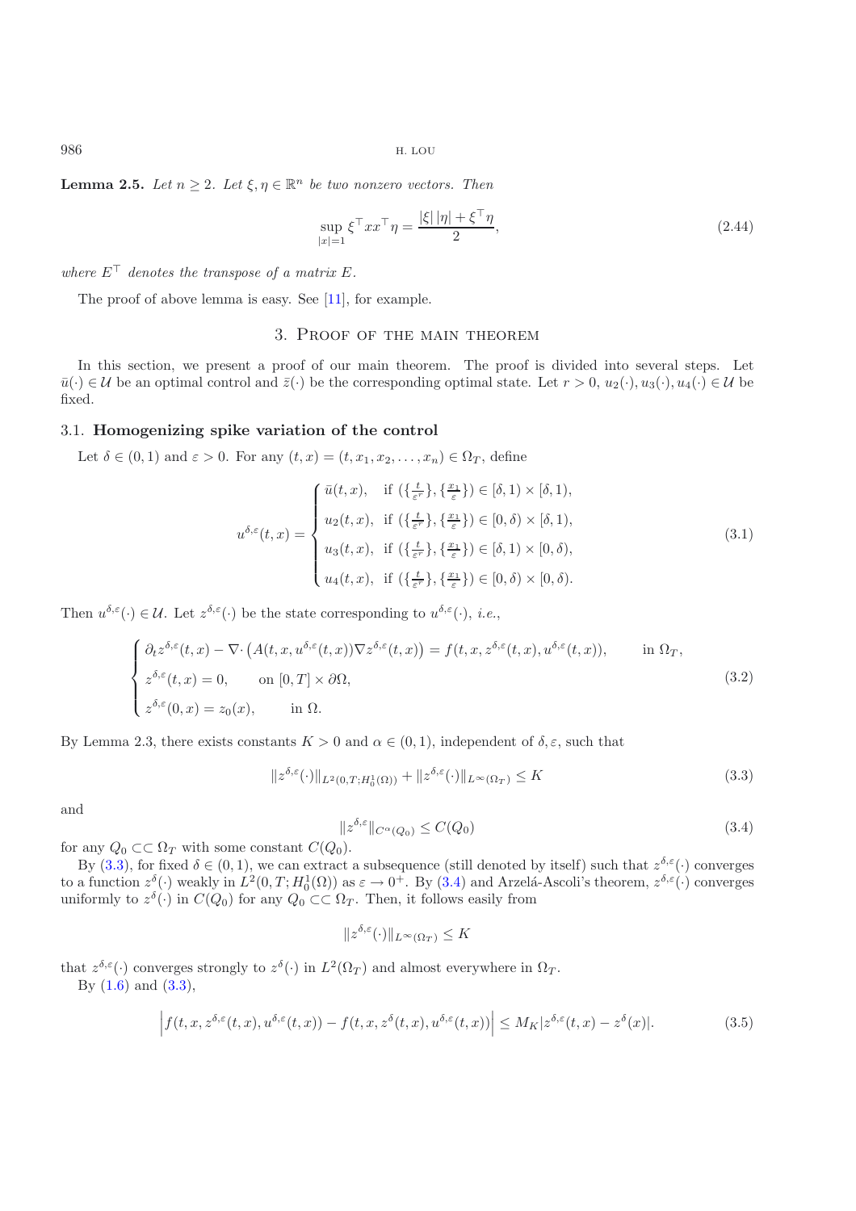**Lemma 2.5.** *Let $n \geq 2$. Let $\xi, \eta \in \mathbb{R}^n$ be two nonzero vectors. Then*

$$\sup_{|x|=1} \xi^\top x x^\top \eta = \frac{|\xi|\,|\eta| + \xi^\top \eta}{2}, \tag{2.44}$$

*where $E^\top$ denotes the transpose of a matrix $E$.*

The proof of above lemma is easy. See [11], for example.

## 3. Proof of the main theorem

In this section, we present a proof of our main theorem. The proof is divided into several steps. Let $\bar{u}(\cdot) \in \mathcal{U}$ be an optimal control and $\bar{z}(\cdot)$ be the corresponding optimal state. Let $r > 0$, $u_2(\cdot), u_3(\cdot), u_4(\cdot) \in \mathcal{U}$ be fixed.

### 3.1. Homogenizing spike variation of the control

Let $\delta \in (0,1)$ and $\varepsilon > 0$. For any $(t,x) = (t, x_1, x_2, \ldots, x_n) \in \Omega_T$, define

$$u^{\delta,\varepsilon}(t,x) = \begin{cases} \bar{u}(t,x), & \text{if } (\{\frac{t}{\varepsilon^r}\}, \{\frac{x_1}{\varepsilon}\}) \in [\delta, 1) \times [\delta, 1), \\ u_2(t,x), & \text{if } (\{\frac{t}{\varepsilon^r}\}, \{\frac{x_1}{\varepsilon}\}) \in [0, \delta) \times [\delta, 1), \\ u_3(t,x), & \text{if } (\{\frac{t}{\varepsilon^r}\}, \{\frac{x_1}{\varepsilon}\}) \in [\delta, 1) \times [0, \delta), \\ u_4(t,x), & \text{if } (\{\frac{t}{\varepsilon^r}\}, \{\frac{x_1}{\varepsilon}\}) \in [0, \delta) \times [0, \delta). \end{cases} \tag{3.1}$$

Then $u^{\delta,\varepsilon}(\cdot) \in \mathcal{U}$. Let $z^{\delta,\varepsilon}(\cdot)$ be the state corresponding to $u^{\delta,\varepsilon}(\cdot)$, *i.e.*,

$$\begin{cases} \partial_t z^{\delta,\varepsilon}(t,x) - \nabla\cdot\big(A(t,x,u^{\delta,\varepsilon}(t,x))\nabla z^{\delta,\varepsilon}(t,x)\big) = f(t,x,z^{\delta,\varepsilon}(t,x),u^{\delta,\varepsilon}(t,x)), & \text{in } \Omega_T, \\ z^{\delta,\varepsilon}(t,x) = 0, \quad \text{on } [0,T]\times\partial\Omega, \\ z^{\delta,\varepsilon}(0,x) = z_0(x), \quad \text{in } \Omega. \end{cases} \tag{3.2}$$

By Lemma 2.3, there exists constants $K > 0$ and $\alpha \in (0,1)$, independent of $\delta, \varepsilon$, such that

$$\|z^{\delta,\varepsilon}(\cdot)\|_{L^2(0,T;H_0^1(\Omega))} + \|z^{\delta,\varepsilon}(\cdot)\|_{L^\infty(\Omega_T)} \leq K \tag{3.3}$$

and

$$\|z^{\delta,\varepsilon}\|_{C^\alpha(Q_0)} \leq C(Q_0) \tag{3.4}$$

for any $Q_0 \subset\subset \Omega_T$ with some constant $C(Q_0)$.

By (3.3), for fixed $\delta \in (0,1)$, we can extract a subsequence (still denoted by itself) such that $z^{\delta,\varepsilon}(\cdot)$ converges to a function $z^\delta(\cdot)$ weakly in $L^2(0,T;H_0^1(\Omega))$ as $\varepsilon \to 0^+$. By (3.4) and Arzelá-Ascoli's theorem, $z^{\delta,\varepsilon}(\cdot)$ converges uniformly to $z^\delta(\cdot)$ in $C(Q_0)$ for any $Q_0 \subset\subset \Omega_T$. Then, it follows easily from

$$\|z^{\delta,\varepsilon}(\cdot)\|_{L^\infty(\Omega_T)} \leq K$$

that $z^{\delta,\varepsilon}(\cdot)$ converges strongly to $z^\delta(\cdot)$ in $L^2(\Omega_T)$ and almost everywhere in $\Omega_T$.

By (1.6) and (3.3),

$$\Big| f(t,x,z^{\delta,\varepsilon}(t,x),u^{\delta,\varepsilon}(t,x)) - f(t,x,z^\delta(t,x),u^{\delta,\varepsilon}(t,x)) \Big| \leq M_K |z^{\delta,\varepsilon}(t,x) - z^\delta(x)|. \tag{3.5}$$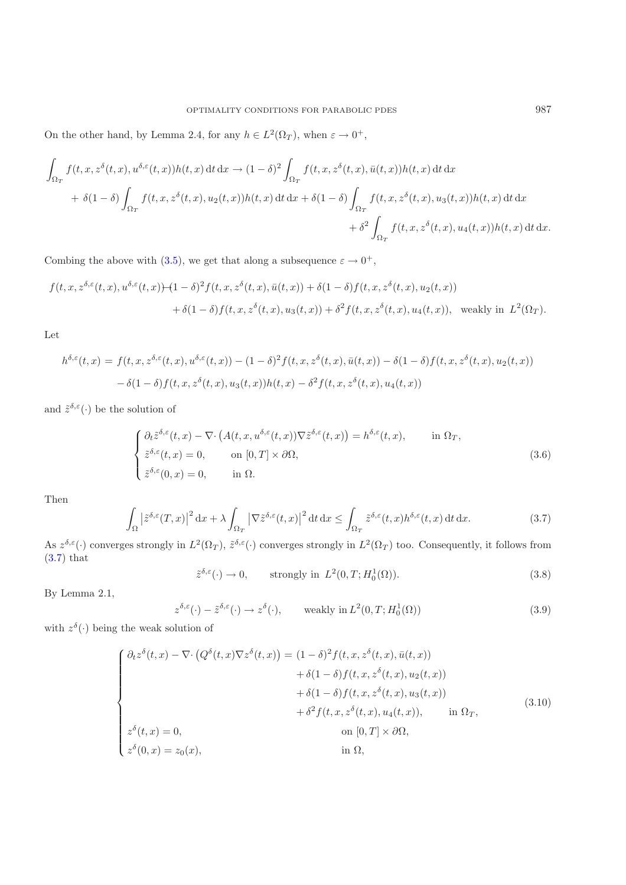On the other hand, by Lemma 2.4, for any $h \in L^2(\Omega_T)$, when $\varepsilon \to 0^+$,

$$
\begin{aligned}
\int_{\Omega_T} f(t,x,z^\delta(t,x),u^{\delta,\varepsilon}(t,x))h(t,x)\,\mathrm{d}t\,\mathrm{d}x &\to (1-\delta)^2 \int_{\Omega_T} f(t,x,z^\delta(t,x),\bar{u}(t,x))h(t,x)\,\mathrm{d}t\,\mathrm{d}x \\
&+ \delta(1-\delta)\int_{\Omega_T} f(t,x,z^\delta(t,x),u_2(t,x))h(t,x)\,\mathrm{d}t\,\mathrm{d}x + \delta(1-\delta)\int_{\Omega_T} f(t,x,z^\delta(t,x),u_3(t,x))h(t,x)\,\mathrm{d}t\,\mathrm{d}x \\
&+ \delta^2 \int_{\Omega_T} f(t,x,z^\delta(t,x),u_4(t,x))h(t,x)\,\mathrm{d}t\,\mathrm{d}x.
\end{aligned}
$$

Combing the above with (3.5), we get that along a subsequence $\varepsilon \to 0^+$,

$$
\begin{aligned}
f(t,x,z^{\delta,\varepsilon}(t,x),u^{\delta,\varepsilon}(t,x)) &\rightharpoonup (1-\delta)^2 f(t,x,z^\delta(t,x),\bar{u}(t,x)) + \delta(1-\delta)f(t,x,z^\delta(t,x),u_2(t,x)) \\
&+ \delta(1-\delta)f(t,x,z^\delta(t,x),u_3(t,x)) + \delta^2 f(t,x,z^\delta(t,x),u_4(t,x)), \quad \text{weakly in } L^2(\Omega_T).
\end{aligned}
$$

Let

$$
\begin{aligned}
h^{\delta,\varepsilon}(t,x) =\ & f(t,x,z^{\delta,\varepsilon}(t,x),u^{\delta,\varepsilon}(t,x)) - (1-\delta)^2 f(t,x,z^\delta(t,x),\bar{u}(t,x)) - \delta(1-\delta)f(t,x,z^\delta(t,x),u_2(t,x)) \\
& - \delta(1-\delta)f(t,x,z^\delta(t,x),u_3(t,x))h(t,x) - \delta^2 f(t,x,z^\delta(t,x),u_4(t,x))
\end{aligned}
$$

and $\tilde{z}^{\delta,\varepsilon}(\cdot)$ be the solution of

$$
\begin{cases}
\partial_t \tilde{z}^{\delta,\varepsilon}(t,x) - \nabla\cdot\big(A(t,x,u^{\delta,\varepsilon}(t,x))\nabla \tilde{z}^{\delta,\varepsilon}(t,x)\big) = h^{\delta,\varepsilon}(t,x), & \text{in } \Omega_T, \\
\tilde{z}^{\delta,\varepsilon}(t,x) = 0, & \text{on } [0,T]\times\partial\Omega, \\
\tilde{z}^{\delta,\varepsilon}(0,x) = 0, & \text{in } \Omega.
\end{cases}
\tag{3.6}
$$

Then

$$
\int_\Omega \big|\tilde{z}^{\delta,\varepsilon}(T,x)\big|^2\,\mathrm{d}x + \lambda\int_{\Omega_T}\big|\nabla\tilde{z}^{\delta,\varepsilon}(t,x)\big|^2\,\mathrm{d}t\,\mathrm{d}x \le \int_{\Omega_T} \tilde{z}^{\delta,\varepsilon}(t,x)h^{\delta,\varepsilon}(t,x)\,\mathrm{d}t\,\mathrm{d}x. \tag{3.7}
$$

As $z^{\delta,\varepsilon}(\cdot)$ converges strongly in $L^2(\Omega_T)$, $\tilde{z}^{\delta,\varepsilon}(\cdot)$ converges strongly in $L^2(\Omega_T)$ too. Consequently, it follows from (3.7) that

$$
\tilde{z}^{\delta,\varepsilon}(\cdot) \to 0, \qquad \text{strongly in } L^2(0,T;H_0^1(\Omega)). \tag{3.8}
$$

By Lemma 2.1,

$$
z^{\delta,\varepsilon}(\cdot) - \tilde{z}^{\delta,\varepsilon}(\cdot) \to z^\delta(\cdot), \qquad \text{weakly in } L^2(0,T;H_0^1(\Omega)) \tag{3.9}
$$

with $z^\delta(\cdot)$ being the weak solution of

$$
\begin{cases}
\partial_t z^\delta(t,x) - \nabla\cdot\big(Q^\delta(t,x)\nabla z^\delta(t,x)\big) = (1-\delta)^2 f(t,x,z^\delta(t,x),\bar{u}(t,x)) \\
\qquad\qquad + \delta(1-\delta)f(t,x,z^\delta(t,x),u_2(t,x)) \\
\qquad\qquad + \delta(1-\delta)f(t,x,z^\delta(t,x),u_3(t,x)) \\
\qquad\qquad + \delta^2 f(t,x,z^\delta(t,x),u_4(t,x)), & \text{in } \Omega_T, \\
z^\delta(t,x) = 0, & \text{on } [0,T]\times\partial\Omega, \\
z^\delta(0,x) = z_0(x), & \text{in } \Omega,
\end{cases}
\tag{3.10}
$$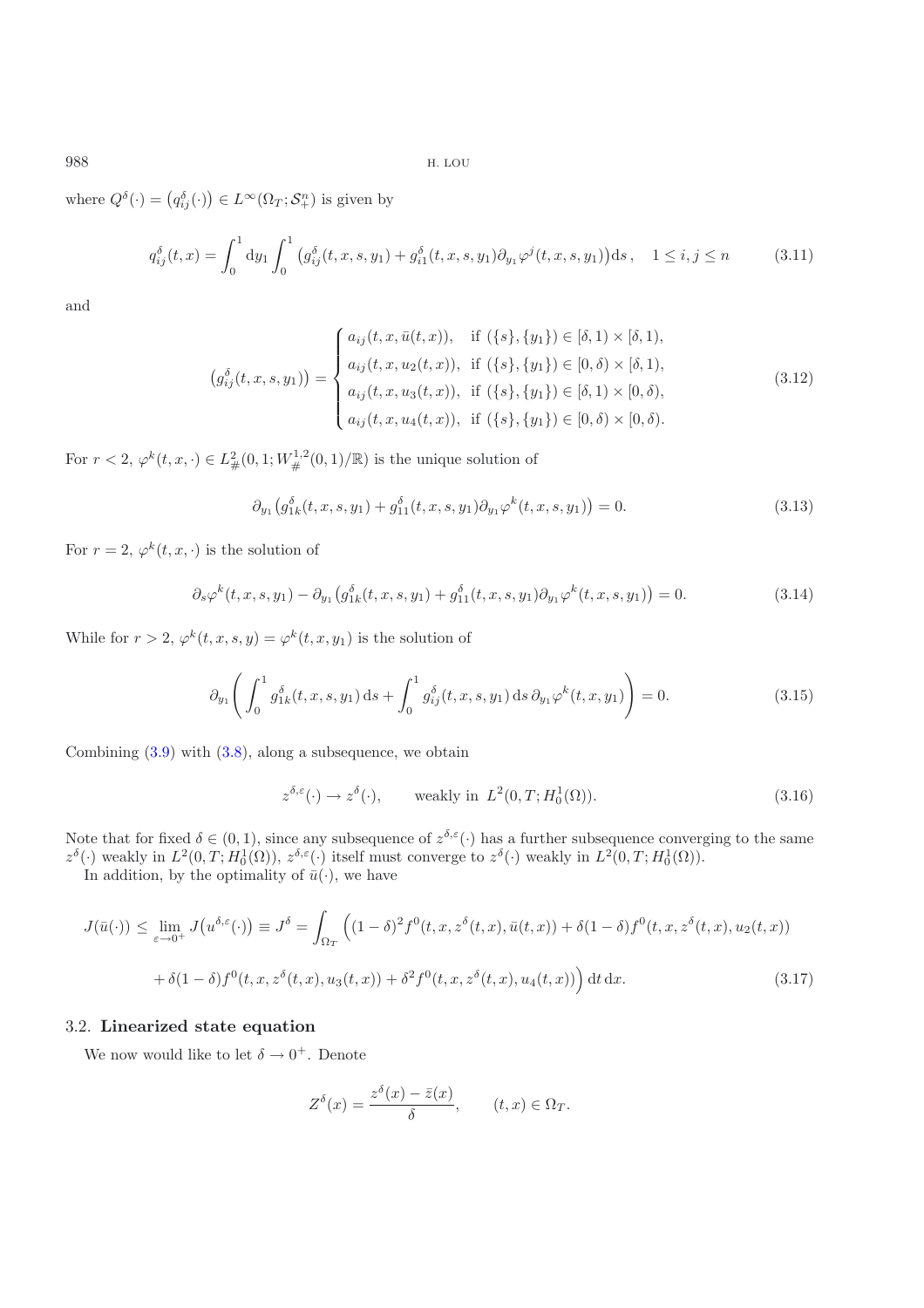where $Q^\delta(\cdot) = \big(q^\delta_{ij}(\cdot)\big) \in L^\infty(\Omega_T; \mathcal{S}^n_+)$ is given by

$$q^\delta_{ij}(t,x) = \int_0^1 \mathrm{d}y_1 \int_0^1 \big(g^\delta_{ij}(t,x,s,y_1) + g^\delta_{i1}(t,x,s,y_1)\partial_{y_1}\varphi^j(t,x,s,y_1)\big)\mathrm{d}s\,, \quad 1 \le i,j \le n \tag{3.11}$$

and

$$\big(g^\delta_{ij}(t,x,s,y_1)\big) = \begin{cases} a_{ij}(t,x,\bar{u}(t,x)), & \text{if } (\{s\},\{y_1\}) \in [\delta,1)\times[\delta,1), \\ a_{ij}(t,x,u_2(t,x)), & \text{if } (\{s\},\{y_1\}) \in [0,\delta)\times[\delta,1), \\ a_{ij}(t,x,u_3(t,x)), & \text{if } (\{s\},\{y_1\}) \in [\delta,1)\times[0,\delta), \\ a_{ij}(t,x,u_4(t,x)), & \text{if } (\{s\},\{y_1\}) \in [0,\delta)\times[0,\delta). \end{cases} \tag{3.12}$$

For $r < 2$, $\varphi^k(t,x,\cdot) \in L^2_\#(0,1;W^{1,2}_\#(0,1)/\mathbb{R})$ is the unique solution of

$$\partial_{y_1}\big(g^\delta_{1k}(t,x,s,y_1) + g^\delta_{11}(t,x,s,y_1)\partial_{y_1}\varphi^k(t,x,s,y_1)\big) = 0. \tag{3.13}$$

For $r = 2$, $\varphi^k(t,x,\cdot)$ is the solution of

$$\partial_s\varphi^k(t,x,s,y_1) - \partial_{y_1}\big(g^\delta_{1k}(t,x,s,y_1) + g^\delta_{11}(t,x,s,y_1)\partial_{y_1}\varphi^k(t,x,s,y_1)\big) = 0. \tag{3.14}$$

While for $r > 2$, $\varphi^k(t,x,s,y) = \varphi^k(t,x,y_1)$ is the solution of

$$\partial_{y_1}\left(\int_0^1 g^\delta_{1k}(t,x,s,y_1)\,\mathrm{d}s + \int_0^1 g^\delta_{ij}(t,x,s,y_1)\,\mathrm{d}s\,\partial_{y_1}\varphi^k(t,x,y_1)\right) = 0. \tag{3.15}$$

Combining (3.9) with (3.8), along a subsequence, we obtain

$$z^{\delta,\varepsilon}(\cdot) \to z^\delta(\cdot), \qquad \text{weakly in } L^2(0,T;H^1_0(\Omega)). \tag{3.16}$$

Note that for fixed $\delta \in (0,1)$, since any subsequence of $z^{\delta,\varepsilon}(\cdot)$ has a further subsequence converging to the same $z^\delta(\cdot)$ weakly in $L^2(0,T;H^1_0(\Omega))$, $z^{\delta,\varepsilon}(\cdot)$ itself must converge to $z^\delta(\cdot)$ weakly in $L^2(0,T;H^1_0(\Omega))$.

In addition, by the optimality of $\bar{u}(\cdot)$, we have

$$\begin{aligned} J(\bar{u}(\cdot)) \le \lim_{\varepsilon\to 0^+} J\big(u^{\delta,\varepsilon}(\cdot)\big) \equiv J^\delta = \int_{\Omega_T} \Big( &(1-\delta)^2 f^0(t,x,z^\delta(t,x),\bar{u}(t,x)) + \delta(1-\delta)f^0(t,x,z^\delta(t,x),u_2(t,x)) \\ &+ \delta(1-\delta)f^0(t,x,z^\delta(t,x),u_3(t,x)) + \delta^2 f^0(t,x,z^\delta(t,x),u_4(t,x))\Big)\,\mathrm{d}t\,\mathrm{d}x. \end{aligned} \tag{3.17}$$

### 3.2. Linearized state equation

We now would like to let $\delta \to 0^+$. Denote

$$Z^\delta(x) = \frac{z^\delta(x) - \bar{z}(x)}{\delta}, \qquad (t,x) \in \Omega_T.$$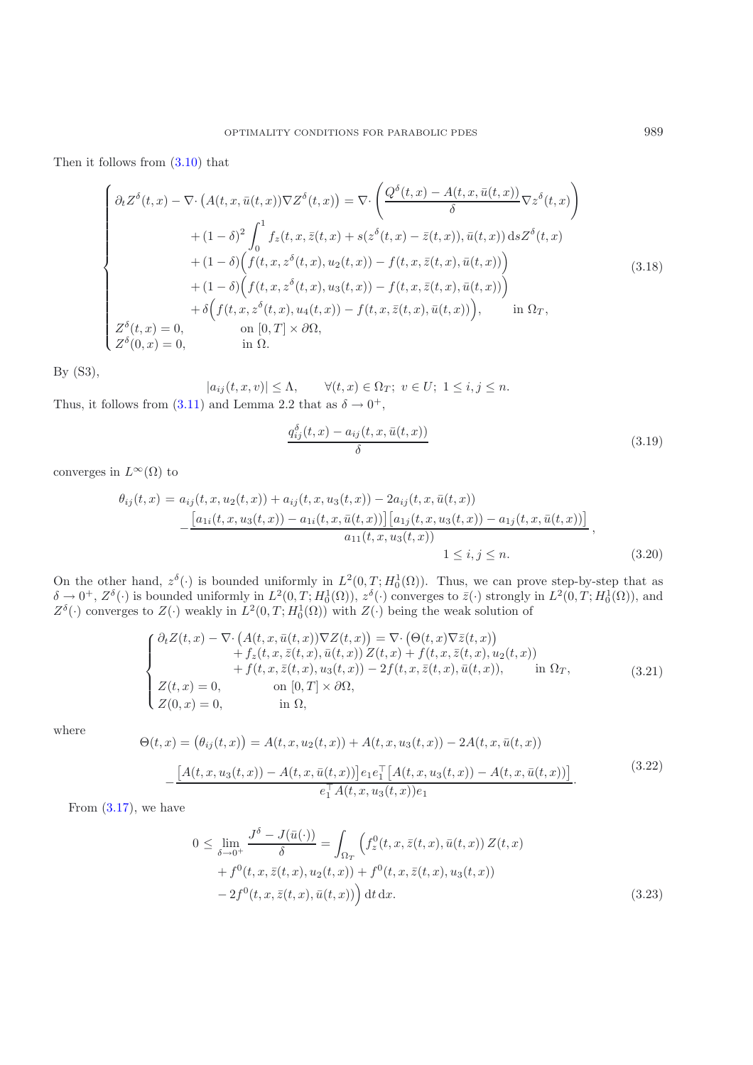Then it follows from (3.10) that

$$
\begin{cases}
\partial_t Z^\delta(t,x) - \nabla\cdot\big(A(t,x,\bar u(t,x))\nabla Z^\delta(t,x)\big) = \nabla\cdot\left(\dfrac{Q^\delta(t,x)-A(t,x,\bar u(t,x))}{\delta}\nabla z^\delta(t,x)\right) \\
\qquad\qquad + (1-\delta)^2\displaystyle\int_0^1 f_z(t,x,\bar z(t,x)+s(z^\delta(t,x)-\bar z(t,x)),\bar u(t,x))\,\mathrm{d}s Z^\delta(t,x) \\
\qquad\qquad + (1-\delta)\Big(f(t,x,z^\delta(t,x),u_2(t,x)) - f(t,x,\bar z(t,x),\bar u(t,x))\Big) \\
\qquad\qquad + (1-\delta)\Big(f(t,x,z^\delta(t,x),u_3(t,x)) - f(t,x,\bar z(t,x),\bar u(t,x))\Big) \\
\qquad\qquad + \delta\Big(f(t,x,z^\delta(t,x),u_4(t,x)) - f(t,x,\bar z(t,x),\bar u(t,x))\Big), \qquad \text{in } \Omega_T, \\
Z^\delta(t,x) = 0, \qquad \text{on } [0,T]\times\partial\Omega, \\
Z^\delta(0,x) = 0, \qquad \text{in } \Omega.
\end{cases}
\tag{3.18}
$$

By (S3),

$$
|a_{ij}(t,x,v)| \le \Lambda, \qquad \forall (t,x)\in\Omega_T;\ v\in U;\ 1\le i,j\le n.
$$

Thus, it follows from (3.11) and Lemma 2.2 that as $\delta\to 0^+$,

$$
\frac{q_{ij}^\delta(t,x) - a_{ij}(t,x,\bar u(t,x))}{\delta}
\tag{3.19}
$$

converges in $L^\infty(\Omega)$ to

$$
\begin{aligned}
\theta_{ij}(t,x) &= a_{ij}(t,x,u_2(t,x)) + a_{ij}(t,x,u_3(t,x)) - 2a_{ij}(t,x,\bar u(t,x)) \\
&\quad - \frac{\big[a_{1i}(t,x,u_3(t,x)) - a_{1i}(t,x,\bar u(t,x))\big]\big[a_{1j}(t,x,u_3(t,x)) - a_{1j}(t,x,\bar u(t,x))\big]}{a_{11}(t,x,u_3(t,x))}, \\
&\qquad\qquad\qquad\qquad\qquad\qquad 1\le i,j\le n.
\end{aligned}
\tag{3.20}
$$

On the other hand, $z^\delta(\cdot)$ is bounded uniformly in $L^2(0,T;H_0^1(\Omega))$. Thus, we can prove step-by-step that as $\delta\to 0^+$, $Z^\delta(\cdot)$ is bounded uniformly in $L^2(0,T;H_0^1(\Omega))$, $z^\delta(\cdot)$ converges to $\bar z(\cdot)$ strongly in $L^2(0,T;H_0^1(\Omega))$, and $Z^\delta(\cdot)$ converges to $Z(\cdot)$ weakly in $L^2(0,T;H_0^1(\Omega))$ with $Z(\cdot)$ being the weak solution of

$$
\begin{cases}
\partial_t Z(t,x) - \nabla\cdot\big(A(t,x,\bar u(t,x))\nabla Z(t,x)\big) = \nabla\cdot\big(\Theta(t,x)\nabla\bar z(t,x)\big) \\
\qquad\qquad + f_z(t,x,\bar z(t,x),\bar u(t,x))\,Z(t,x) + f(t,x,\bar z(t,x),u_2(t,x)) \\
\qquad\qquad + f(t,x,\bar z(t,x),u_3(t,x)) - 2f(t,x,\bar z(t,x),\bar u(t,x)), \qquad \text{in } \Omega_T, \\
Z(t,x) = 0, \qquad \text{on } [0,T]\times\partial\Omega, \\
Z(0,x) = 0, \qquad \text{in } \Omega,
\end{cases}
\tag{3.21}
$$

where

$$
\begin{aligned}
\Theta(t,x) = \big(\theta_{ij}(t,x)\big) &= A(t,x,u_2(t,x)) + A(t,x,u_3(t,x)) - 2A(t,x,\bar u(t,x)) \\
&\quad - \frac{\big[A(t,x,u_3(t,x)) - A(t,x,\bar u(t,x))\big]e_1e_1^\top\big[A(t,x,u_3(t,x)) - A(t,x,\bar u(t,x))\big]}{e_1^\top A(t,x,u_3(t,x))e_1}.
\end{aligned}
\tag{3.22}
$$

From (3.17), we have

$$
\begin{aligned}
0 \le \lim_{\delta\to 0^+}\frac{J^\delta - J(\bar u(\cdot))}{\delta} &= \int_{\Omega_T}\Big(f_z^0(t,x,\bar z(t,x),\bar u(t,x))\,Z(t,x) \\
&\quad + f^0(t,x,\bar z(t,x),u_2(t,x)) + f^0(t,x,\bar z(t,x),u_3(t,x)) \\
&\quad - 2f^0(t,x,\bar z(t,x),\bar u(t,x))\Big)\,\mathrm{d}t\,\mathrm{d}x.
\end{aligned}
\tag{3.23}
$$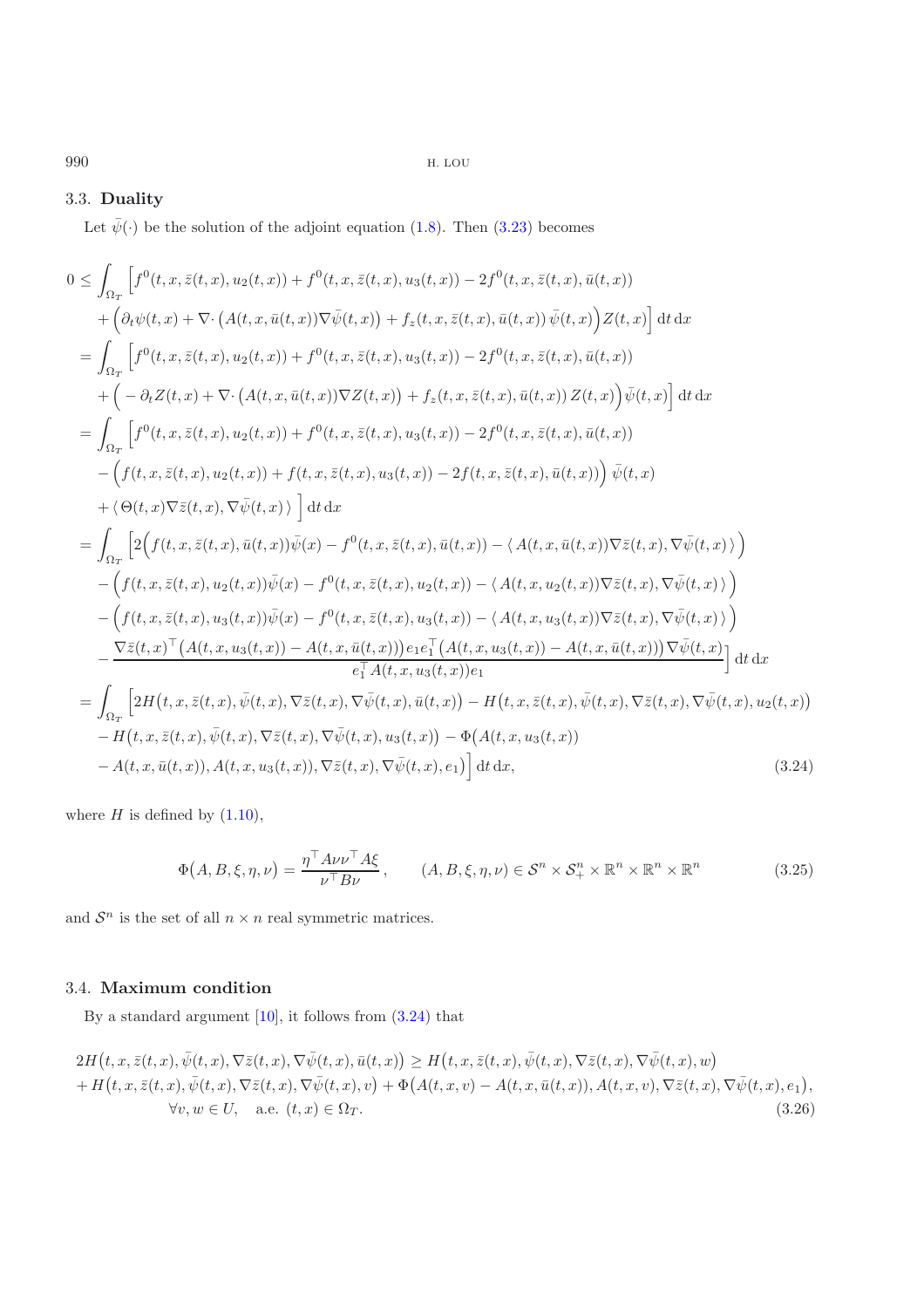## 3.3. Duality

Let $\bar\psi(\cdot)$ be the solution of the adjoint equation (1.8). Then (3.23) becomes

$$
\begin{aligned}
0 \le & \int_{\Omega_T} \Big[ f^0(t,x,\bar z(t,x),u_2(t,x)) + f^0(t,x,\bar z(t,x),u_3(t,x)) - 2f^0(t,x,\bar z(t,x),\bar u(t,x)) \\
& + \Big( \partial_t \psi(t,x) + \nabla\cdot\big(A(t,x,\bar u(t,x))\nabla\bar\psi(t,x)\big) + f_z(t,x,\bar z(t,x),\bar u(t,x))\,\bar\psi(t,x)\Big) Z(t,x)\Big]\,\mathrm{d}t\,\mathrm{d}x \\
= & \int_{\Omega_T} \Big[ f^0(t,x,\bar z(t,x),u_2(t,x)) + f^0(t,x,\bar z(t,x),u_3(t,x)) - 2f^0(t,x,\bar z(t,x),\bar u(t,x)) \\
& + \Big( -\partial_t Z(t,x) + \nabla\cdot\big(A(t,x,\bar u(t,x))\nabla Z(t,x)\big) + f_z(t,x,\bar z(t,x),\bar u(t,x))\,Z(t,x)\Big)\bar\psi(t,x)\Big]\,\mathrm{d}t\,\mathrm{d}x \\
= & \int_{\Omega_T} \Big[ f^0(t,x,\bar z(t,x),u_2(t,x)) + f^0(t,x,\bar z(t,x),u_3(t,x)) - 2f^0(t,x,\bar z(t,x),\bar u(t,x)) \\
& - \Big( f(t,x,\bar z(t,x),u_2(t,x)) + f(t,x,\bar z(t,x),u_3(t,x)) - 2f(t,x,\bar z(t,x),\bar u(t,x))\Big)\bar\psi(t,x) \\
& + \langle\, \Theta(t,x)\nabla\bar z(t,x), \nabla\bar\psi(t,x)\,\rangle\ \Big]\,\mathrm{d}t\,\mathrm{d}x \\
= & \int_{\Omega_T} \Big[ 2\Big( f(t,x,\bar z(t,x),\bar u(t,x))\bar\psi(x) - f^0(t,x,\bar z(t,x),\bar u(t,x)) - \langle\, A(t,x,\bar u(t,x))\nabla\bar z(t,x), \nabla\bar\psi(t,x)\,\rangle\Big) \\
& - \Big( f(t,x,\bar z(t,x),u_2(t,x))\bar\psi(x) - f^0(t,x,\bar z(t,x),u_2(t,x)) - \langle\, A(t,x,u_2(t,x))\nabla\bar z(t,x), \nabla\bar\psi(t,x)\,\rangle\Big) \\
& - \Big( f(t,x,\bar z(t,x),u_3(t,x))\bar\psi(x) - f^0(t,x,\bar z(t,x),u_3(t,x)) - \langle\, A(t,x,u_3(t,x))\nabla\bar z(t,x), \nabla\bar\psi(t,x)\,\rangle\Big) \\
& - \frac{\nabla\bar z(t,x)^\top\big(A(t,x,u_3(t,x)) - A(t,x,\bar u(t,x))\big)e_1e_1^\top\big(A(t,x,u_3(t,x)) - A(t,x,\bar u(t,x))\big)\nabla\bar\psi(t,x)}{e_1^\top A(t,x,u_3(t,x))e_1}\Big]\,\mathrm{d}t\,\mathrm{d}x \\
= & \int_{\Omega_T} \Big[ 2H\big(t,x,\bar z(t,x),\bar\psi(t,x),\nabla\bar z(t,x),\nabla\bar\psi(t,x),\bar u(t,x)\big) - H\big(t,x,\bar z(t,x),\bar\psi(t,x),\nabla\bar z(t,x),\nabla\bar\psi(t,x),u_2(t,x)\big) \\
& - H\big(t,x,\bar z(t,x),\bar\psi(t,x),\nabla\bar z(t,x),\nabla\bar\psi(t,x),u_3(t,x)\big) - \Phi\big(A(t,x,u_3(t,x)) \\
& - A(t,x,\bar u(t,x)), A(t,x,u_3(t,x)), \nabla\bar z(t,x), \nabla\bar\psi(t,x), e_1\big)\Big]\,\mathrm{d}t\,\mathrm{d}x, 
\end{aligned}
\tag{3.24}
$$

where $H$ is defined by (1.10),

$$
\Phi\big(A,B,\xi,\eta,\nu\big) = \frac{\eta^\top A\nu\nu^\top A\xi}{\nu^\top B\nu}, \qquad (A,B,\xi,\eta,\nu)\in\mathcal S^n\times\mathcal S^n_+\times\mathbb R^n\times\mathbb R^n\times\mathbb R^n \tag{3.25}
$$

and $\mathcal S^n$ is the set of all $n\times n$ real symmetric matrices.

## 3.4. Maximum condition

By a standard argument [10], it follows from (3.24) that

$$
\begin{aligned}
& 2H\big(t,x,\bar z(t,x),\bar\psi(t,x),\nabla\bar z(t,x),\nabla\bar\psi(t,x),\bar u(t,x)\big) \ge H\big(t,x,\bar z(t,x),\bar\psi(t,x),\nabla\bar z(t,x),\nabla\bar\psi(t,x),w\big) \\
& + H\big(t,x,\bar z(t,x),\bar\psi(t,x),\nabla\bar z(t,x),\nabla\bar\psi(t,x),v\big) + \Phi\big(A(t,x,v) - A(t,x,\bar u(t,x)), A(t,x,v), \nabla\bar z(t,x), \nabla\bar\psi(t,x), e_1\big), \\
& \qquad \forall v,w\in U, \quad \text{a.e. } (t,x)\in\Omega_T.
\end{aligned}
\tag{3.26}
$$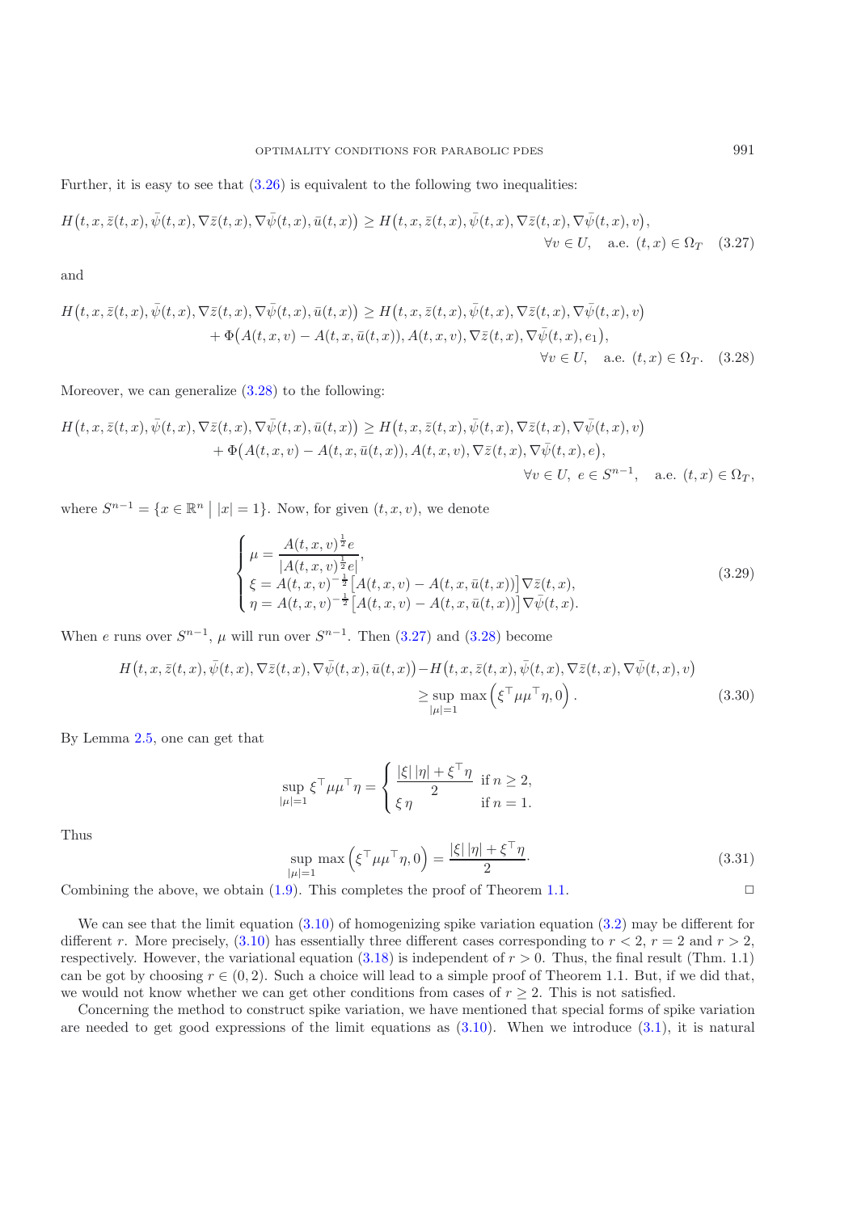Further, it is easy to see that (3.26) is equivalent to the following two inequalities:

$$H\big(t,x,\bar z(t,x),\bar\psi(t,x),\nabla\bar z(t,x),\nabla\bar\psi(t,x),\bar u(t,x)\big)\ge H\big(t,x,\bar z(t,x),\bar\psi(t,x),\nabla\bar z(t,x),\nabla\bar\psi(t,x),v\big),$$
$$\forall v\in U,\quad \text{a.e. } (t,x)\in\Omega_T \tag{3.27}$$

and

$$H\big(t,x,\bar z(t,x),\bar\psi(t,x),\nabla\bar z(t,x),\nabla\bar\psi(t,x),\bar u(t,x)\big)\ge H\big(t,x,\bar z(t,x),\bar\psi(t,x),\nabla\bar z(t,x),\nabla\bar\psi(t,x),v\big)$$
$$+\,\Phi\big(A(t,x,v)-A(t,x,\bar u(t,x)),A(t,x,v),\nabla\bar z(t,x),\nabla\bar\psi(t,x),e_1\big),$$
$$\forall v\in U,\quad \text{a.e. } (t,x)\in\Omega_T. \tag{3.28}$$

Moreover, we can generalize (3.28) to the following:

$$H\big(t,x,\bar z(t,x),\bar\psi(t,x),\nabla\bar z(t,x),\nabla\bar\psi(t,x),\bar u(t,x)\big)\ge H\big(t,x,\bar z(t,x),\bar\psi(t,x),\nabla\bar z(t,x),\nabla\bar\psi(t,x),v\big)$$
$$+\,\Phi\big(A(t,x,v)-A(t,x,\bar u(t,x)),A(t,x,v),\nabla\bar z(t,x),\nabla\bar\psi(t,x),e\big),$$
$$\forall v\in U,\ e\in S^{n-1},\quad \text{a.e. } (t,x)\in\Omega_T,$$

where $S^{n-1}=\{x\in\mathbb{R}^n \mid |x|=1\}$. Now, for given $(t,x,v)$, we denote

$$\begin{cases}\mu=\dfrac{A(t,x,v)^{\frac12}e}{|A(t,x,v)^{\frac12}e|},\\ \xi=A(t,x,v)^{-\frac12}\big[A(t,x,v)-A(t,x,\bar u(t,x))\big]\nabla\bar z(t,x),\\ \eta=A(t,x,v)^{-\frac12}\big[A(t,x,v)-A(t,x,\bar u(t,x))\big]\nabla\bar\psi(t,x).\end{cases}\tag{3.29}$$

When $e$ runs over $S^{n-1}$, $\mu$ will run over $S^{n-1}$. Then (3.27) and (3.28) become

$$H\big(t,x,\bar z(t,x),\bar\psi(t,x),\nabla\bar z(t,x),\nabla\bar\psi(t,x),\bar u(t,x)\big)-H\big(t,x,\bar z(t,x),\bar\psi(t,x),\nabla\bar z(t,x),\nabla\bar\psi(t,x),v\big)$$
$$\ge\sup_{|\mu|=1}\max\Big(\xi^\top\mu\mu^\top\eta,0\Big).\tag{3.30}$$

By Lemma 2.5, one can get that

$$\sup_{|\mu|=1}\xi^\top\mu\mu^\top\eta=\begin{cases}\dfrac{|\xi|\,|\eta|+\xi^\top\eta}{2} & \text{if } n\ge 2,\\ \xi\,\eta & \text{if } n=1.\end{cases}$$

Thus

$$\sup_{|\mu|=1}\max\Big(\xi^\top\mu\mu^\top\eta,0\Big)=\frac{|\xi|\,|\eta|+\xi^\top\eta}{2}.\tag{3.31}$$

Combining the above, we obtain (1.9). This completes the proof of Theorem 1.1. ◻

We can see that the limit equation (3.10) of homogenizing spike variation equation (3.2) may be different for different $r$. More precisely, (3.10) has essentially three different cases corresponding to $r<2$, $r=2$ and $r>2$, respectively. However, the variational equation (3.18) is independent of $r>0$. Thus, the final result (Thm. 1.1) can be got by choosing $r\in(0,2)$. Such a choice will lead to a simple proof of Theorem 1.1. But, if we did that, we would not know whether we can get other conditions from cases of $r\ge 2$. This is not satisfied.

Concerning the method to construct spike variation, we have mentioned that special forms of spike variation are needed to get good expressions of the limit equations as (3.10). When we introduce (3.1), it is natural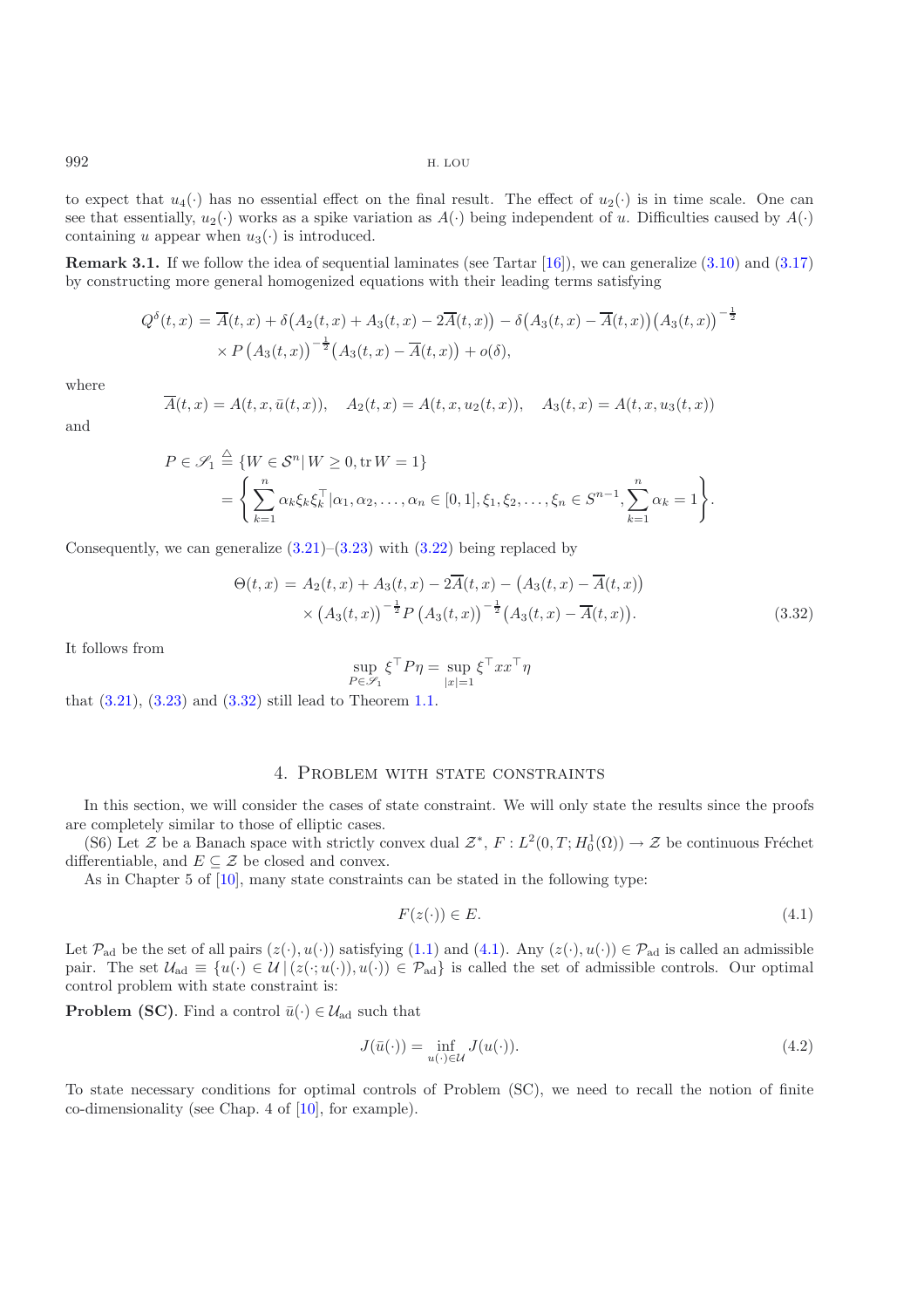to expect that $u_4(\cdot)$ has no essential effect on the final result. The effect of $u_2(\cdot)$ is in time scale. One can see that essentially, $u_2(\cdot)$ works as a spike variation as $A(\cdot)$ being independent of $u$. Difficulties caused by $A(\cdot)$ containing $u$ appear when $u_3(\cdot)$ is introduced.

**Remark 3.1.** If we follow the idea of sequential laminates (see Tartar [16]), we can generalize (3.10) and (3.17) by constructing more general homogenized equations with their leading terms satisfying

$$
\begin{aligned}
Q^\delta(t,x) = \overline{A}(t,x) + \delta\big(A_2(t,x) + A_3(t,x) - 2\overline{A}(t,x)\big) - \delta\big(A_3(t,x) - \overline{A}(t,x)\big)\big(A_3(t,x)\big)^{-\frac{1}{2}} \\
\times P\left(A_3(t,x)\right)^{-\frac{1}{2}}\big(A_3(t,x) - \overline{A}(t,x)\big) + o(\delta),
\end{aligned}
$$

where

$$
\overline{A}(t,x) = A(t,x,\bar{u}(t,x)), \quad A_2(t,x) = A(t,x,u_2(t,x)), \quad A_3(t,x) = A(t,x,u_3(t,x))
$$

and

$$
\begin{aligned}
P \in \mathscr{S}_1 &\triangleq \{W \in \mathcal{S}^n \,|\, W \geq 0, \operatorname{tr} W = 1\} \\
&= \left\{\sum_{k=1}^n \alpha_k \xi_k \xi_k^\top \,|\, \alpha_1, \alpha_2, \ldots, \alpha_n \in [0,1], \xi_1, \xi_2, \ldots, \xi_n \in S^{n-1}, \sum_{k=1}^n \alpha_k = 1\right\}.
\end{aligned}
$$

Consequently, we can generalize (3.21)–(3.23) with (3.22) being replaced by

$$
\begin{aligned}
\Theta(t,x) = A_2(t,x) + A_3(t,x) - 2\overline{A}(t,x) - \big(A_3(t,x) - \overline{A}(t,x)\big) \\
\times \big(A_3(t,x)\big)^{-\frac{1}{2}} P\left(A_3(t,x)\right)^{-\frac{1}{2}}\big(A_3(t,x) - \overline{A}(t,x)\big).
\end{aligned}
\tag{3.32}
$$

It follows from

$$
\sup_{P \in \mathscr{S}_1} \xi^\top P \eta = \sup_{|x|=1} \xi^\top x x^\top \eta
$$

that (3.21), (3.23) and (3.32) still lead to Theorem 1.1.

## 4. Problem with state constraints

In this section, we will consider the cases of state constraint. We will only state the results since the proofs are completely similar to those of elliptic cases.

(S6) Let $\mathcal{Z}$ be a Banach space with strictly convex dual $\mathcal{Z}^*$, $F : L^2(0,T;H_0^1(\Omega)) \to \mathcal{Z}$ be continuous Fréchet differentiable, and $E \subseteq \mathcal{Z}$ be closed and convex.

As in Chapter 5 of [10], many state constraints can be stated in the following type:

$$
F(z(\cdot)) \in E. \tag{4.1}
$$

Let $\mathcal{P}_{\rm ad}$ be the set of all pairs $(z(\cdot), u(\cdot))$ satisfying (1.1) and (4.1). Any $(z(\cdot), u(\cdot)) \in \mathcal{P}_{\rm ad}$ is called an admissible pair. The set $\mathcal{U}_{\rm ad} \equiv \{u(\cdot) \in \mathcal{U} \,|\, (z(\cdot; u(\cdot)), u(\cdot)) \in \mathcal{P}_{\rm ad}\}$ is called the set of admissible controls. Our optimal control problem with state constraint is:

**Problem (SC)**. Find a control $\bar{u}(\cdot) \in \mathcal{U}_{\rm ad}$ such that

$$
J(\bar{u}(\cdot)) = \inf_{u(\cdot) \in \mathcal{U}} J(u(\cdot)). \tag{4.2}
$$

To state necessary conditions for optimal controls of Problem (SC), we need to recall the notion of finite co-dimensionality (see Chap. 4 of [10], for example).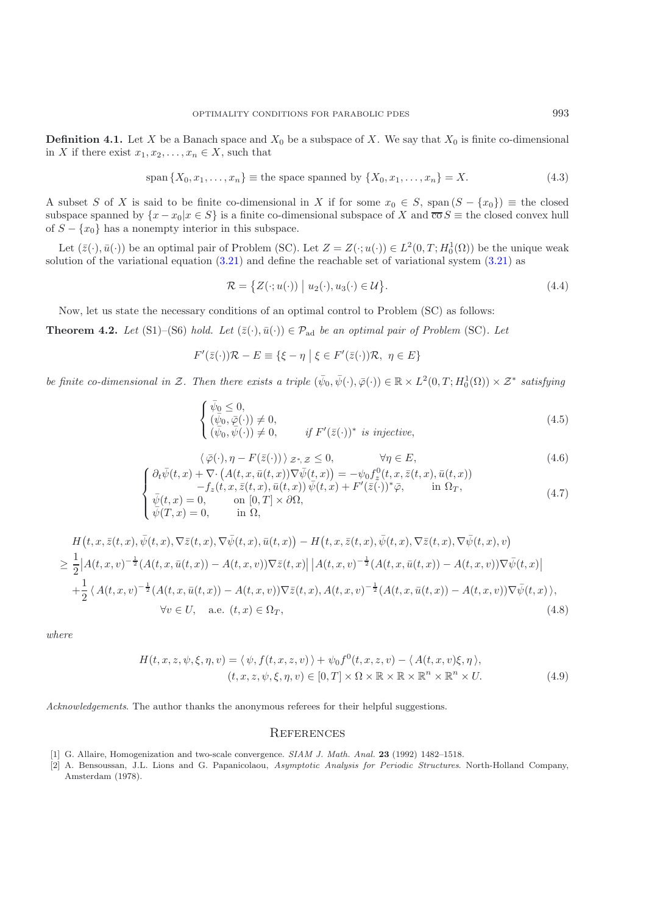**Definition 4.1.** Let $X$ be a Banach space and $X_0$ be a subspace of $X$. We say that $X_0$ is finite co-dimensional in $X$ if there exist $x_1, x_2, \ldots, x_n \in X$, such that

$$\text{span}\,\{X_0, x_1, \ldots, x_n\} \equiv \text{the space spanned by } \{X_0, x_1, \ldots, x_n\} = X. \tag{4.3}$$

A subset $S$ of $X$ is said to be finite co-dimensional in $X$ if for some $x_0 \in S$, $\text{span}\,(S - \{x_0\}) \equiv$ the closed subspace spanned by $\{x - x_0 | x \in S\}$ is a finite co-dimensional subspace of $X$ and $\overline{\text{co}}\, S \equiv$ the closed convex hull of $S - \{x_0\}$ has a nonempty interior in this subspace.

Let $(\bar{z}(\cdot), \bar{u}(\cdot))$ be an optimal pair of Problem (SC). Let $Z = Z(\cdot; u(\cdot)) \in L^2(0, T; H_0^1(\Omega))$ be the unique weak solution of the variational equation (3.21) and define the reachable set of variational system (3.21) as

$$\mathcal{R} = \big\{ Z(\cdot; u(\cdot)) \;\big|\; u_2(\cdot), u_3(\cdot) \in \mathcal{U} \big\}. \tag{4.4}$$

Now, let us state the necessary conditions of an optimal control to Problem (SC) as follows:

**Theorem 4.2.** *Let* (S1)–(S6) *hold. Let* $(\bar{z}(\cdot), \bar{u}(\cdot)) \in \mathcal{P}_{\text{ad}}$ *be an optimal pair of Problem* (SC). *Let*

$$F'(\bar{z}(\cdot))\mathcal{R} - E \equiv \{\xi - \eta \;|\; \xi \in F'(\bar{z}(\cdot))\mathcal{R},\; \eta \in E\}$$

*be finite co-dimensional in* $\mathcal{Z}$. *Then there exists a triple* $(\bar{\psi}_0, \bar{\psi}(\cdot), \bar{\varphi}(\cdot)) \in \mathbb{R} \times L^2(0, T; H_0^1(\Omega)) \times \mathcal{Z}^*$ *satisfying*

$$\begin{cases} \bar{\psi}_0 \le 0, \\ (\bar{\psi}_0, \bar{\varphi}(\cdot)) \ne 0, \\ (\bar{\psi}_0, \bar{\psi}(\cdot)) \ne 0, \qquad \textit{if } F'(\bar{z}(\cdot))^* \textit{ is injective}, \end{cases} \tag{4.5}$$

$$\langle\, \bar{\varphi}(\cdot), \eta - F(\bar{z}(\cdot)) \,\rangle_{\mathcal{Z}^*, \mathcal{Z}} \le 0, \qquad \forall \eta \in E, \tag{4.6}$$

$$\begin{cases} \partial_t \bar{\psi}(t,x) + \nabla \cdot \big( A(t,x,\bar{u}(t,x)) \nabla \bar{\psi}(t,x) \big) = -\psi_0 f_z^0(t,x,\bar{z}(t,x),\bar{u}(t,x)) \\ \qquad - f_z(t,x,\bar{z}(t,x),\bar{u}(t,x))\, \bar{\psi}(t,x) + F'(\bar{z}(\cdot))^* \bar{\varphi}, \qquad \text{in } \Omega_T, \\ \bar{\psi}(t,x) = 0, \qquad \text{on } [0,T] \times \partial\Omega, \\ \bar{\psi}(T,x) = 0, \qquad \text{in } \Omega, \end{cases} \tag{4.7}$$

$$\begin{aligned} & H\big(t,x,\bar{z}(t,x),\bar{\psi}(t,x),\nabla\bar{z}(t,x),\nabla\bar{\psi}(t,x),\bar{u}(t,x)\big) - H\big(t,x,\bar{z}(t,x),\bar{\psi}(t,x),\nabla\bar{z}(t,x),\nabla\bar{\psi}(t,x),v\big) \\ \ge\; & \frac{1}{2}\big|A(t,x,v)^{-\frac{1}{2}}(A(t,x,\bar{u}(t,x)) - A(t,x,v))\nabla\bar{z}(t,x)\big|\, \big|A(t,x,v)^{-\frac{1}{2}}(A(t,x,\bar{u}(t,x)) - A(t,x,v))\nabla\bar{\psi}(t,x)\big| \\ & + \frac{1}{2}\,\langle\, A(t,x,v)^{-\frac{1}{2}}(A(t,x,\bar{u}(t,x)) - A(t,x,v))\nabla\bar{z}(t,x), A(t,x,v)^{-\frac{1}{2}}(A(t,x,\bar{u}(t,x)) - A(t,x,v))\nabla\bar{\psi}(t,x) \,\rangle, \\ & \qquad \forall v \in U, \quad \text{a.e. } (t,x) \in \Omega_T, \end{aligned} \tag{4.8}$$

*where*

$$\begin{aligned} H(t,x,z,\psi,\xi,\eta,v) = \langle\, \psi, f(t,x,z,v) \,\rangle + \psi_0 f^0(t,x,z,v) - \langle\, A(t,x,v)\xi, \eta \,\rangle, \\ (t,x,z,\psi,\xi,\eta,v) \in [0,T] \times \Omega \times \mathbb{R} \times \mathbb{R} \times \mathbb{R}^n \times \mathbb{R}^n \times U. \end{aligned} \tag{4.9}$$

*Acknowledgements*. The author thanks the anonymous referees for their helpful suggestions.

## References

[1] G. Allaire, Homogenization and two-scale convergence. *SIAM J. Math. Anal.* **23** (1992) 1482–1518.

[2] A. Bensoussan, J.L. Lions and G. Papanicolaou, *Asymptotic Analysis for Periodic Structures*. North-Holland Company, Amsterdam (1978).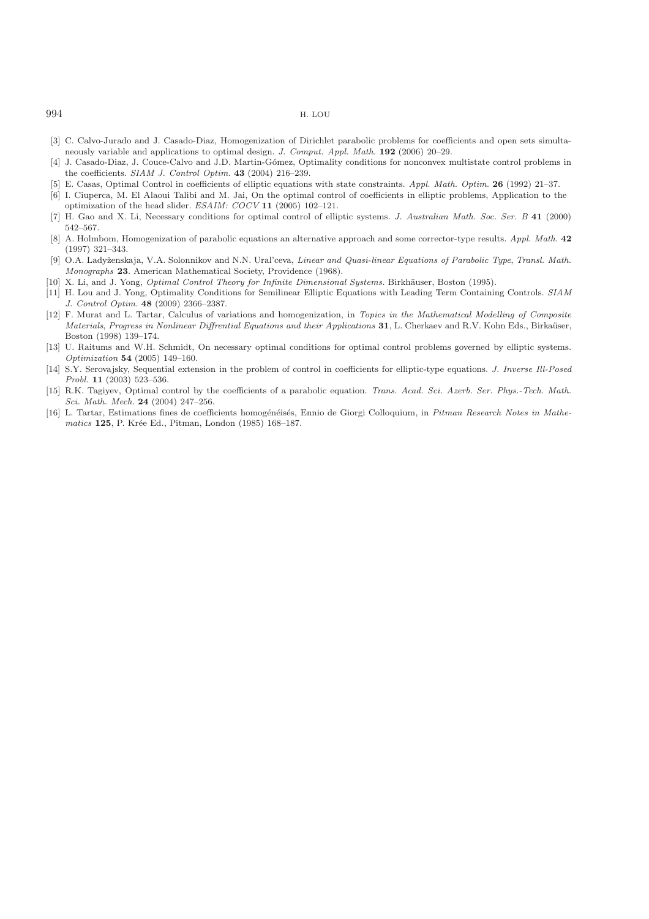[3] C. Calvo-Jurado and J. Casado-Diaz, Homogenization of Dirichlet parabolic problems for coefficients and open sets simultaneously variable and applications to optimal design. *J. Comput. Appl. Math.* **192** (2006) 20–29.

[4] J. Casado-Diaz, J. Couce-Calvo and J.D. Martin-Gómez, Optimality conditions for nonconvex multistate control problems in the coefficients. *SIAM J. Control Optim.* **43** (2004) 216–239.

[5] E. Casas, Optimal Control in coefficients of elliptic equations with state constraints. *Appl. Math. Optim.* **26** (1992) 21–37.

[6] I. Ciuperca, M. El Alaoui Talibi and M. Jai, On the optimal control of coefficients in elliptic problems, Application to the optimization of the head slider. *ESAIM: COCV* **11** (2005) 102–121.

[7] H. Gao and X. Li, Necessary conditions for optimal control of elliptic systems. *J. Australian Math. Soc. Ser. B* **41** (2000) 542–567.

[8] A. Holmbom, Homogenization of parabolic equations an alternative approach and some corrector-type results. *Appl. Math.* **42** (1997) 321–343.

[9] O.A. Ladyženskaja, V.A. Solonnikov and N.N. Ural'ceva, *Linear and Quasi-linear Equations of Parabolic Type*, *Transl. Math. Monographs* **23**. American Mathematical Society, Providence (1968).

[10] X. Li, and J. Yong, *Optimal Control Theory for Infinite Dimensional Systems.* Birkhäuser, Boston (1995).

[11] H. Lou and J. Yong, Optimality Conditions for Semilinear Elliptic Equations with Leading Term Containing Controls. *SIAM J. Control Optim.* **48** (2009) 2366–2387.

[12] F. Murat and L. Tartar, Calculus of variations and homogenization, in *Topics in the Mathematical Modelling of Composite Materials*, *Progress in Nonlinear Diffrential Equations and their Applications* **31**, L. Cherkaev and R.V. Kohn Eds., Birkaüser, Boston (1998) 139–174.

[13] U. Raitums and W.H. Schmidt, On necessary optimal conditions for optimal control problems governed by elliptic systems. *Optimization* **54** (2005) 149–160.

[14] S.Y. Serovajsky, Sequential extension in the problem of control in coefficients for elliptic-type equations. *J. Inverse Ill-Posed Probl.* **11** (2003) 523–536.

[15] R.K. Tagiyev, Optimal control by the coefficients of a parabolic equation. *Trans. Acad. Sci. Azerb. Ser. Phys.-Tech. Math. Sci. Math. Mech.* **24** (2004) 247–256.

[16] L. Tartar, Estimations fines de coefficients homogénéisés, Ennio de Giorgi Colloquium, in *Pitman Research Notes in Mathematics* **125**, P. Krée Ed., Pitman, London (1985) 168–187.